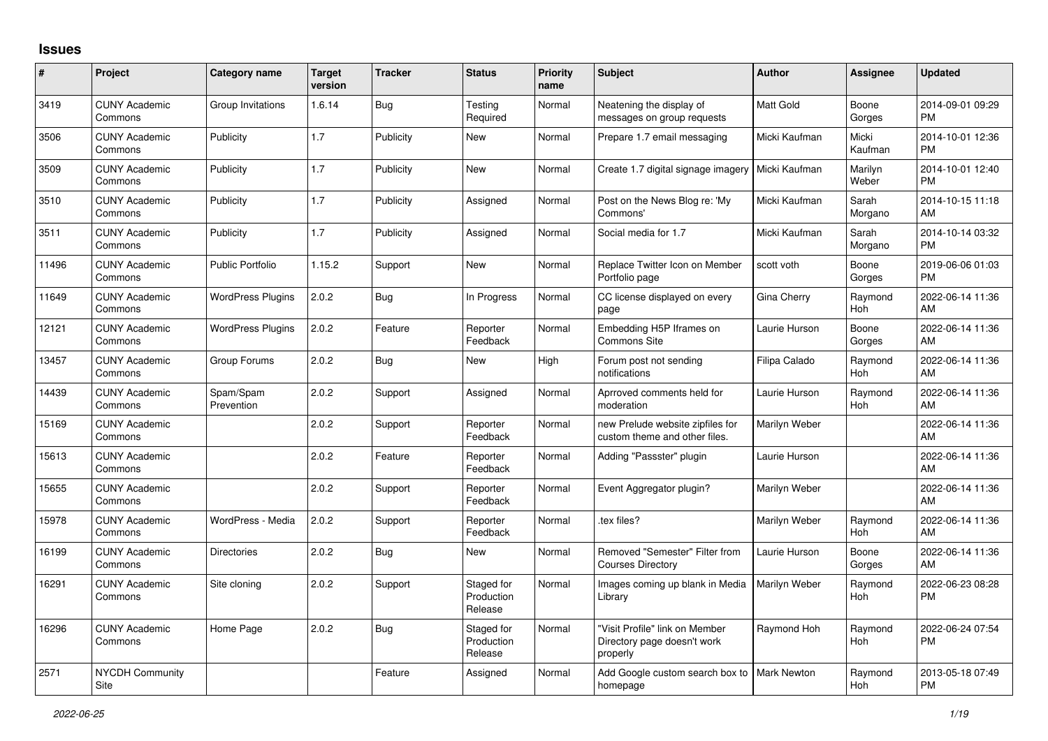## Issues

| # | Project | Category name | Target version | Tracker | Status | Priority name | Subject | Author | Assignee | Updated |
|---|---|---|---|---|---|---|---|---|---|---|
| 3419 | CUNY Academic Commons | Group Invitations | 1.6.14 | Bug | Testing Required | Normal | Neatening the display of messages on group requests | Matt Gold | Boone Gorges | 2014-09-01 09:29 PM |
| 3506 | CUNY Academic Commons | Publicity | 1.7 | Publicity | New | Normal | Prepare 1.7 email messaging | Micki Kaufman | Micki Kaufman | 2014-10-01 12:36 PM |
| 3509 | CUNY Academic Commons | Publicity | 1.7 | Publicity | New | Normal | Create 1.7 digital signage imagery | Micki Kaufman | Marilyn Weber | 2014-10-01 12:40 PM |
| 3510 | CUNY Academic Commons | Publicity | 1.7 | Publicity | Assigned | Normal | Post on the News Blog re: 'My Commons' | Micki Kaufman | Sarah Morgano | 2014-10-15 11:18 AM |
| 3511 | CUNY Academic Commons | Publicity | 1.7 | Publicity | Assigned | Normal | Social media for 1.7 | Micki Kaufman | Sarah Morgano | 2014-10-14 03:32 PM |
| 11496 | CUNY Academic Commons | Public Portfolio | 1.15.2 | Support | New | Normal | Replace Twitter Icon on Member Portfolio page | scott voth | Boone Gorges | 2019-06-06 01:03 PM |
| 11649 | CUNY Academic Commons | WordPress Plugins | 2.0.2 | Bug | In Progress | Normal | CC license displayed on every page | Gina Cherry | Raymond Hoh | 2022-06-14 11:36 AM |
| 12121 | CUNY Academic Commons | WordPress Plugins | 2.0.2 | Feature | Reporter Feedback | Normal | Embedding H5P Iframes on Commons Site | Laurie Hurson | Boone Gorges | 2022-06-14 11:36 AM |
| 13457 | CUNY Academic Commons | Group Forums | 2.0.2 | Bug | New | High | Forum post not sending notifications | Filipa Calado | Raymond Hoh | 2022-06-14 11:36 AM |
| 14439 | CUNY Academic Commons | Spam/Spam Prevention | 2.0.2 | Support | Assigned | Normal | Aprroved comments held for moderation | Laurie Hurson | Raymond Hoh | 2022-06-14 11:36 AM |
| 15169 | CUNY Academic Commons | | 2.0.2 | Support | Reporter Feedback | Normal | new Prelude website zipfiles for custom theme and other files. | Marilyn Weber | | 2022-06-14 11:36 AM |
| 15613 | CUNY Academic Commons | | 2.0.2 | Feature | Reporter Feedback | Normal | Adding "Passster" plugin | Laurie Hurson | | 2022-06-14 11:36 AM |
| 15655 | CUNY Academic Commons | | 2.0.2 | Support | Reporter Feedback | Normal | Event Aggregator plugin? | Marilyn Weber | | 2022-06-14 11:36 AM |
| 15978 | CUNY Academic Commons | WordPress - Media | 2.0.2 | Support | Reporter Feedback | Normal | .tex files? | Marilyn Weber | Raymond Hoh | 2022-06-14 11:36 AM |
| 16199 | CUNY Academic Commons | Directories | 2.0.2 | Bug | New | Normal | Removed "Semester" Filter from Courses Directory | Laurie Hurson | Boone Gorges | 2022-06-14 11:36 AM |
| 16291 | CUNY Academic Commons | Site cloning | 2.0.2 | Support | Staged for Production Release | Normal | Images coming up blank in Media Library | Marilyn Weber | Raymond Hoh | 2022-06-23 08:28 PM |
| 16296 | CUNY Academic Commons | Home Page | 2.0.2 | Bug | Staged for Production Release | Normal | "Visit Profile" link on Member Directory page doesn't work properly | Raymond Hoh | Raymond Hoh | 2022-06-24 07:54 PM |
| 2571 | NYCDH Community Site | | | Feature | Assigned | Normal | Add Google custom search box to homepage | Mark Newton | Raymond Hoh | 2013-05-18 07:49 PM |

*2022-06-25*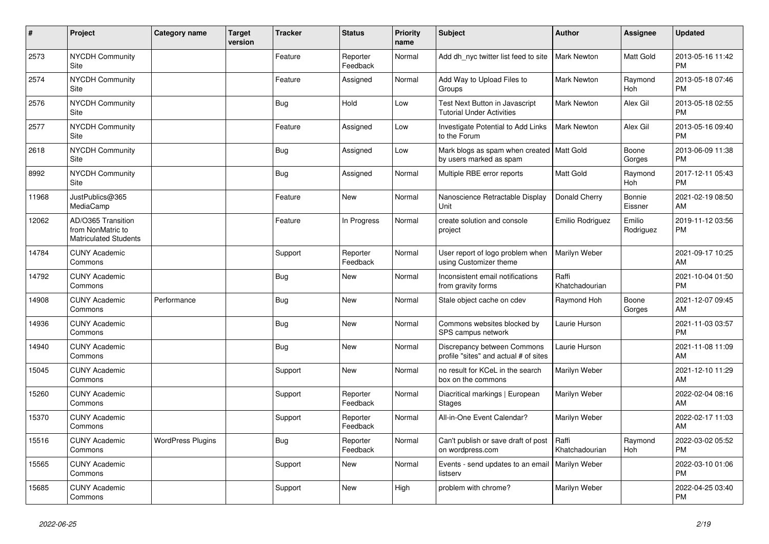| # | Project | Category name | Target version | Tracker | Status | Priority name | Subject | Author | Assignee | Updated |
|---|---|---|---|---|---|---|---|---|---|---|
| 2573 | NYCDH Community Site | | | Feature | Reporter Feedback | Normal | Add dh_nyc twitter list feed to site | Mark Newton | Matt Gold | 2013-05-16 11:42 PM |
| 2574 | NYCDH Community Site | | | Feature | Assigned | Normal | Add Way to Upload Files to Groups | Mark Newton | Raymond Hoh | 2013-05-18 07:46 PM |
| 2576 | NYCDH Community Site | | | Bug | Hold | Low | Test Next Button in Javascript Tutorial Under Activities | Mark Newton | Alex Gil | 2013-05-18 02:55 PM |
| 2577 | NYCDH Community Site | | | Feature | Assigned | Low | Investigate Potential to Add Links to the Forum | Mark Newton | Alex Gil | 2013-05-16 09:40 PM |
| 2618 | NYCDH Community Site | | | Bug | Assigned | Low | Mark blogs as spam when created by users marked as spam | Matt Gold | Boone Gorges | 2013-06-09 11:38 PM |
| 8992 | NYCDH Community Site | | | Bug | Assigned | Normal | Multiple RBE error reports | Matt Gold | Raymond Hoh | 2017-12-11 05:43 PM |
| 11968 | JustPublics@365 MediaCamp | | | Feature | New | Normal | Nanoscience Retractable Display Unit | Donald Cherry | Bonnie Eissner | 2021-02-19 08:50 AM |
| 12062 | AD/O365 Transition from NonMatric to Matriculated Students | | | Feature | In Progress | Normal | create solution and console project | Emilio Rodriguez | Emilio Rodriguez | 2019-11-12 03:56 PM |
| 14784 | CUNY Academic Commons | | | Support | Reporter Feedback | Normal | User report of logo problem when using Customizer theme | Marilyn Weber | | 2021-09-17 10:25 AM |
| 14792 | CUNY Academic Commons | | | Bug | New | Normal | Inconsistent email notifications from gravity forms | Raffi Khatchadourian | | 2021-10-04 01:50 PM |
| 14908 | CUNY Academic Commons | Performance | | Bug | New | Normal | Stale object cache on cdev | Raymond Hoh | Boone Gorges | 2021-12-07 09:45 AM |
| 14936 | CUNY Academic Commons | | | Bug | New | Normal | Commons websites blocked by SPS campus network | Laurie Hurson | | 2021-11-03 03:57 PM |
| 14940 | CUNY Academic Commons | | | Bug | New | Normal | Discrepancy between Commons profile "sites" and actual # of sites | Laurie Hurson | | 2021-11-08 11:09 AM |
| 15045 | CUNY Academic Commons | | | Support | New | Normal | no result for KCeL in the search box on the commons | Marilyn Weber | | 2021-12-10 11:29 AM |
| 15260 | CUNY Academic Commons | | | Support | Reporter Feedback | Normal | Diacritical markings \| European Stages | Marilyn Weber | | 2022-02-04 08:16 AM |
| 15370 | CUNY Academic Commons | | | Support | Reporter Feedback | Normal | All-in-One Event Calendar? | Marilyn Weber | | 2022-02-17 11:03 AM |
| 15516 | CUNY Academic Commons | WordPress Plugins | | Bug | Reporter Feedback | Normal | Can't publish or save draft of post on wordpress.com | Raffi Khatchadourian | Raymond Hoh | 2022-03-02 05:52 PM |
| 15565 | CUNY Academic Commons | | | Support | New | Normal | Events - send updates to an email listserv | Marilyn Weber | | 2022-03-10 01:06 PM |
| 15685 | CUNY Academic Commons | | | Support | New | High | problem with chrome? | Marilyn Weber | | 2022-04-25 03:40 PM |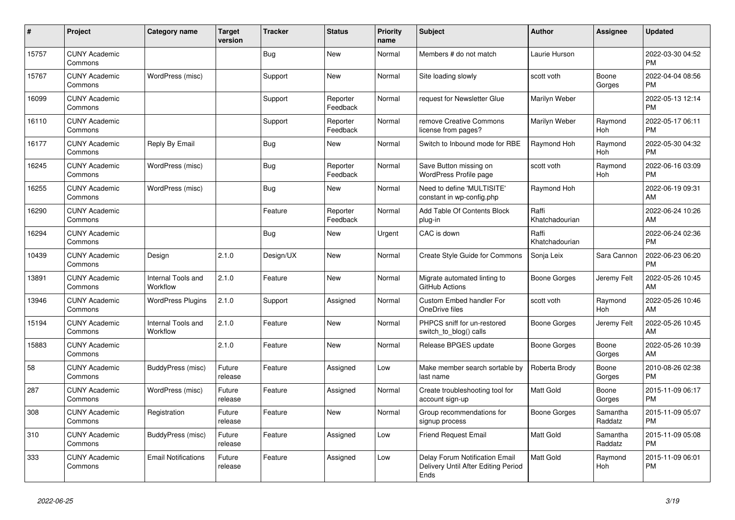| # | Project | Category name | Target version | Tracker | Status | Priority name | Subject | Author | Assignee | Updated |
|---|---|---|---|---|---|---|---|---|---|---|
| 15757 | CUNY Academic Commons | | | Bug | New | Normal | Members # do not match | Laurie Hurson | | 2022-03-30 04:52 PM |
| 15767 | CUNY Academic Commons | WordPress (misc) | | Support | New | Normal | Site loading slowly | scott voth | Boone Gorges | 2022-04-04 08:56 PM |
| 16099 | CUNY Academic Commons | | | Support | Reporter Feedback | Normal | request for Newsletter Glue | Marilyn Weber | | 2022-05-13 12:14 PM |
| 16110 | CUNY Academic Commons | | | Support | Reporter Feedback | Normal | remove Creative Commons license from pages? | Marilyn Weber | Raymond Hoh | 2022-05-17 06:11 PM |
| 16177 | CUNY Academic Commons | Reply By Email | | Bug | New | Normal | Switch to Inbound mode for RBE | Raymond Hoh | Raymond Hoh | 2022-05-30 04:32 PM |
| 16245 | CUNY Academic Commons | WordPress (misc) | | Bug | Reporter Feedback | Normal | Save Button missing on WordPress Profile page | scott voth | Raymond Hoh | 2022-06-16 03:09 PM |
| 16255 | CUNY Academic Commons | WordPress (misc) | | Bug | New | Normal | Need to define 'MULTISITE' constant in wp-config.php | Raymond Hoh | | 2022-06-19 09:31 AM |
| 16290 | CUNY Academic Commons | | | Feature | Reporter Feedback | Normal | Add Table Of Contents Block plug-in | Raffi Khatchadourian | | 2022-06-24 10:26 AM |
| 16294 | CUNY Academic Commons | | | Bug | New | Urgent | CAC is down | Raffi Khatchadourian | | 2022-06-24 02:36 PM |
| 10439 | CUNY Academic Commons | Design | 2.1.0 | Design/UX | New | Normal | Create Style Guide for Commons | Sonja Leix | Sara Cannon | 2022-06-23 06:20 PM |
| 13891 | CUNY Academic Commons | Internal Tools and Workflow | 2.1.0 | Feature | New | Normal | Migrate automated linting to GitHub Actions | Boone Gorges | Jeremy Felt | 2022-05-26 10:45 AM |
| 13946 | CUNY Academic Commons | WordPress Plugins | 2.1.0 | Support | Assigned | Normal | Custom Embed handler For OneDrive files | scott voth | Raymond Hoh | 2022-05-26 10:46 AM |
| 15194 | CUNY Academic Commons | Internal Tools and Workflow | 2.1.0 | Feature | New | Normal | PHPCS sniff for un-restored switch_to_blog() calls | Boone Gorges | Jeremy Felt | 2022-05-26 10:45 AM |
| 15883 | CUNY Academic Commons | | 2.1.0 | Feature | New | Normal | Release BPGES update | Boone Gorges | Boone Gorges | 2022-05-26 10:39 AM |
| 58 | CUNY Academic Commons | BuddyPress (misc) | Future release | Feature | Assigned | Low | Make member search sortable by last name | Roberta Brody | Boone Gorges | 2010-08-26 02:38 PM |
| 287 | CUNY Academic Commons | WordPress (misc) | Future release | Feature | Assigned | Normal | Create troubleshooting tool for account sign-up | Matt Gold | Boone Gorges | 2015-11-09 06:17 PM |
| 308 | CUNY Academic Commons | Registration | Future release | Feature | New | Normal | Group recommendations for signup process | Boone Gorges | Samantha Raddatz | 2015-11-09 05:07 PM |
| 310 | CUNY Academic Commons | BuddyPress (misc) | Future release | Feature | Assigned | Low | Friend Request Email | Matt Gold | Samantha Raddatz | 2015-11-09 05:08 PM |
| 333 | CUNY Academic Commons | Email Notifications | Future release | Feature | Assigned | Low | Delay Forum Notification Email Delivery Until After Editing Period Ends | Matt Gold | Raymond Hoh | 2015-11-09 06:01 PM |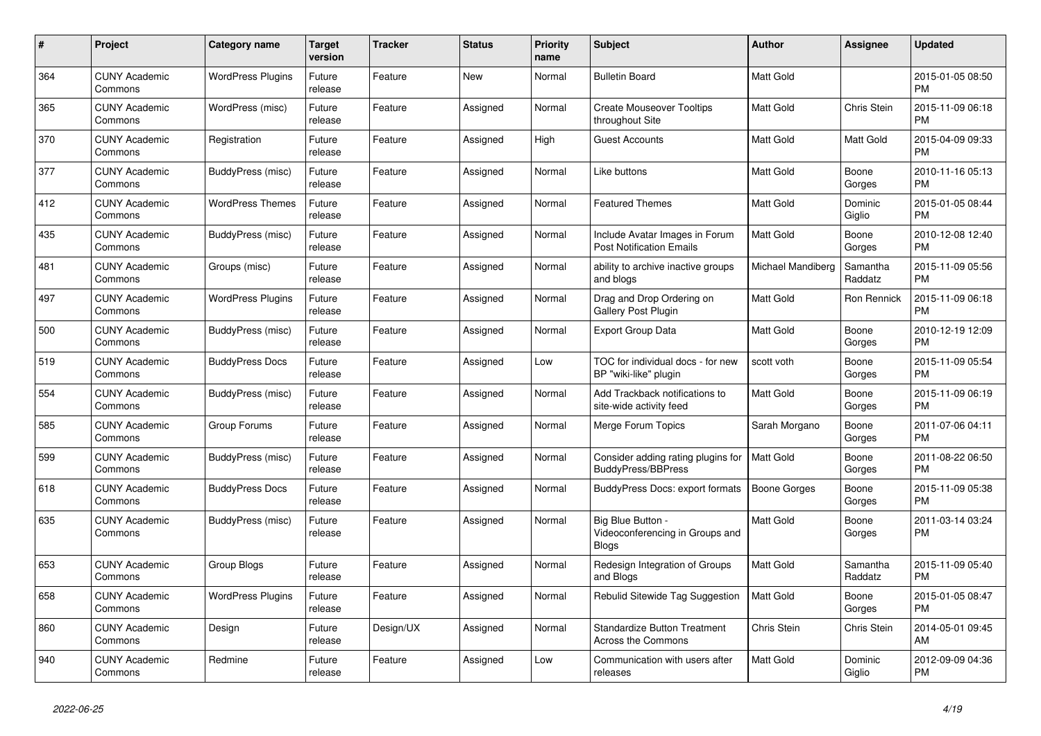| # | Project | Category name | Target version | Tracker | Status | Priority name | Subject | Author | Assignee | Updated |
|---|---|---|---|---|---|---|---|---|---|---|
| 364 | CUNY Academic Commons | WordPress Plugins | Future release | Feature | New | Normal | Bulletin Board | Matt Gold | | 2015-01-05 08:50 PM |
| 365 | CUNY Academic Commons | WordPress (misc) | Future release | Feature | Assigned | Normal | Create Mouseover Tooltips throughout Site | Matt Gold | Chris Stein | 2015-11-09 06:18 PM |
| 370 | CUNY Academic Commons | Registration | Future release | Feature | Assigned | High | Guest Accounts | Matt Gold | Matt Gold | 2015-04-09 09:33 PM |
| 377 | CUNY Academic Commons | BuddyPress (misc) | Future release | Feature | Assigned | Normal | Like buttons | Matt Gold | Boone Gorges | 2010-11-16 05:13 PM |
| 412 | CUNY Academic Commons | WordPress Themes | Future release | Feature | Assigned | Normal | Featured Themes | Matt Gold | Dominic Giglio | 2015-01-05 08:44 PM |
| 435 | CUNY Academic Commons | BuddyPress (misc) | Future release | Feature | Assigned | Normal | Include Avatar Images in Forum Post Notification Emails | Matt Gold | Boone Gorges | 2010-12-08 12:40 PM |
| 481 | CUNY Academic Commons | Groups (misc) | Future release | Feature | Assigned | Normal | ability to archive inactive groups and blogs | Michael Mandiberg | Samantha Raddatz | 2015-11-09 05:56 PM |
| 497 | CUNY Academic Commons | WordPress Plugins | Future release | Feature | Assigned | Normal | Drag and Drop Ordering on Gallery Post Plugin | Matt Gold | Ron Rennick | 2015-11-09 06:18 PM |
| 500 | CUNY Academic Commons | BuddyPress (misc) | Future release | Feature | Assigned | Normal | Export Group Data | Matt Gold | Boone Gorges | 2010-12-19 12:09 PM |
| 519 | CUNY Academic Commons | BuddyPress Docs | Future release | Feature | Assigned | Low | TOC for individual docs - for new BP "wiki-like" plugin | scott voth | Boone Gorges | 2015-11-09 05:54 PM |
| 554 | CUNY Academic Commons | BuddyPress (misc) | Future release | Feature | Assigned | Normal | Add Trackback notifications to site-wide activity feed | Matt Gold | Boone Gorges | 2015-11-09 06:19 PM |
| 585 | CUNY Academic Commons | Group Forums | Future release | Feature | Assigned | Normal | Merge Forum Topics | Sarah Morgano | Boone Gorges | 2011-07-06 04:11 PM |
| 599 | CUNY Academic Commons | BuddyPress (misc) | Future release | Feature | Assigned | Normal | Consider adding rating plugins for BuddyPress/BBPress | Matt Gold | Boone Gorges | 2011-08-22 06:50 PM |
| 618 | CUNY Academic Commons | BuddyPress Docs | Future release | Feature | Assigned | Normal | BuddyPress Docs: export formats | Boone Gorges | Boone Gorges | 2015-11-09 05:38 PM |
| 635 | CUNY Academic Commons | BuddyPress (misc) | Future release | Feature | Assigned | Normal | Big Blue Button - Videoconferencing in Groups and Blogs | Matt Gold | Boone Gorges | 2011-03-14 03:24 PM |
| 653 | CUNY Academic Commons | Group Blogs | Future release | Feature | Assigned | Normal | Redesign Integration of Groups and Blogs | Matt Gold | Samantha Raddatz | 2015-11-09 05:40 PM |
| 658 | CUNY Academic Commons | WordPress Plugins | Future release | Feature | Assigned | Normal | Rebulid Sitewide Tag Suggestion | Matt Gold | Boone Gorges | 2015-01-05 08:47 PM |
| 860 | CUNY Academic Commons | Design | Future release | Design/UX | Assigned | Normal | Standardize Button Treatment Across the Commons | Chris Stein | Chris Stein | 2014-05-01 09:45 AM |
| 940 | CUNY Academic Commons | Redmine | Future release | Feature | Assigned | Low | Communication with users after releases | Matt Gold | Dominic Giglio | 2012-09-09 04:36 PM |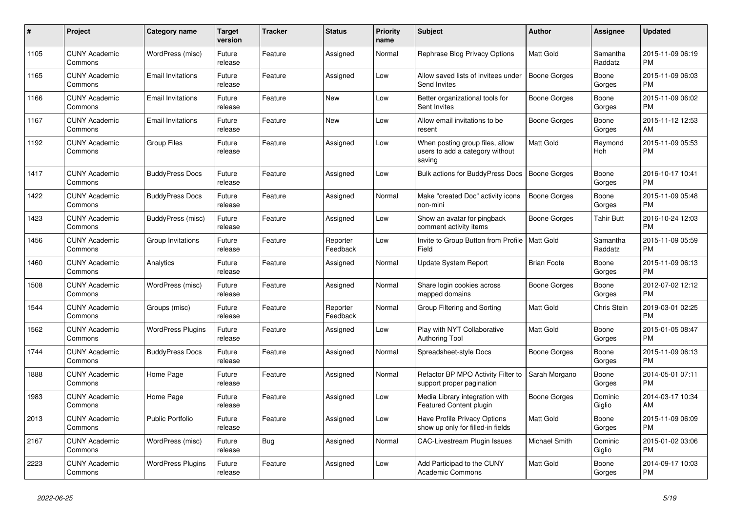| # | Project | Category name | Target version | Tracker | Status | Priority name | Subject | Author | Assignee | Updated |
|---|---|---|---|---|---|---|---|---|---|---|
| 1105 | CUNY Academic Commons | WordPress (misc) | Future release | Feature | Assigned | Normal | Rephrase Blog Privacy Options | Matt Gold | Samantha Raddatz | 2015-11-09 06:19 PM |
| 1165 | CUNY Academic Commons | Email Invitations | Future release | Feature | Assigned | Low | Allow saved lists of invitees under Send Invites | Boone Gorges | Boone Gorges | 2015-11-09 06:03 PM |
| 1166 | CUNY Academic Commons | Email Invitations | Future release | Feature | New | Low | Better organizational tools for Sent Invites | Boone Gorges | Boone Gorges | 2015-11-09 06:02 PM |
| 1167 | CUNY Academic Commons | Email Invitations | Future release | Feature | New | Low | Allow email invitations to be resent | Boone Gorges | Boone Gorges | 2015-11-12 12:53 AM |
| 1192 | CUNY Academic Commons | Group Files | Future release | Feature | Assigned | Low | When posting group files, allow users to add a category without saving | Matt Gold | Raymond Hoh | 2015-11-09 05:53 PM |
| 1417 | CUNY Academic Commons | BuddyPress Docs | Future release | Feature | Assigned | Low | Bulk actions for BuddyPress Docs | Boone Gorges | Boone Gorges | 2016-10-17 10:41 PM |
| 1422 | CUNY Academic Commons | BuddyPress Docs | Future release | Feature | Assigned | Normal | Make "created Doc" activity icons non-mini | Boone Gorges | Boone Gorges | 2015-11-09 05:48 PM |
| 1423 | CUNY Academic Commons | BuddyPress (misc) | Future release | Feature | Assigned | Low | Show an avatar for pingback comment activity items | Boone Gorges | Tahir Butt | 2016-10-24 12:03 PM |
| 1456 | CUNY Academic Commons | Group Invitations | Future release | Feature | Reporter Feedback | Low | Invite to Group Button from Profile Field | Matt Gold | Samantha Raddatz | 2015-11-09 05:59 PM |
| 1460 | CUNY Academic Commons | Analytics | Future release | Feature | Assigned | Normal | Update System Report | Brian Foote | Boone Gorges | 2015-11-09 06:13 PM |
| 1508 | CUNY Academic Commons | WordPress (misc) | Future release | Feature | Assigned | Normal | Share login cookies across mapped domains | Boone Gorges | Boone Gorges | 2012-07-02 12:12 PM |
| 1544 | CUNY Academic Commons | Groups (misc) | Future release | Feature | Reporter Feedback | Normal | Group Filtering and Sorting | Matt Gold | Chris Stein | 2019-03-01 02:25 PM |
| 1562 | CUNY Academic Commons | WordPress Plugins | Future release | Feature | Assigned | Low | Play with NYT Collaborative Authoring Tool | Matt Gold | Boone Gorges | 2015-01-05 08:47 PM |
| 1744 | CUNY Academic Commons | BuddyPress Docs | Future release | Feature | Assigned | Normal | Spreadsheet-style Docs | Boone Gorges | Boone Gorges | 2015-11-09 06:13 PM |
| 1888 | CUNY Academic Commons | Home Page | Future release | Feature | Assigned | Normal | Refactor BP MPO Activity Filter to support proper pagination | Sarah Morgano | Boone Gorges | 2014-05-01 07:11 PM |
| 1983 | CUNY Academic Commons | Home Page | Future release | Feature | Assigned | Low | Media Library integration with Featured Content plugin | Boone Gorges | Dominic Giglio | 2014-03-17 10:34 AM |
| 2013 | CUNY Academic Commons | Public Portfolio | Future release | Feature | Assigned | Low | Have Profile Privacy Options show up only for filled-in fields | Matt Gold | Boone Gorges | 2015-11-09 06:09 PM |
| 2167 | CUNY Academic Commons | WordPress (misc) | Future release | Bug | Assigned | Normal | CAC-Livestream Plugin Issues | Michael Smith | Dominic Giglio | 2015-01-02 03:06 PM |
| 2223 | CUNY Academic Commons | WordPress Plugins | Future release | Feature | Assigned | Low | Add Participad to the CUNY Academic Commons | Matt Gold | Boone Gorges | 2014-09-17 10:03 PM |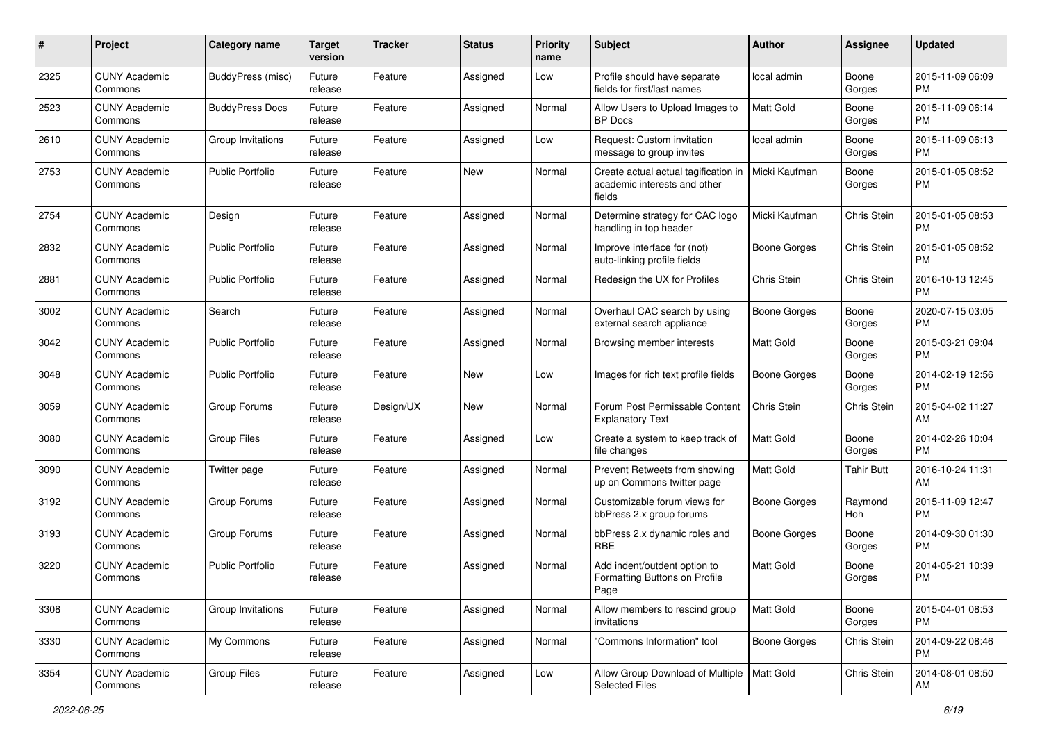| # | Project | Category name | Target version | Tracker | Status | Priority name | Subject | Author | Assignee | Updated |
|---|---|---|---|---|---|---|---|---|---|---|
| 2325 | CUNY Academic Commons | BuddyPress (misc) | Future release | Feature | Assigned | Low | Profile should have separate fields for first/last names | local admin | Boone Gorges | 2015-11-09 06:09 PM |
| 2523 | CUNY Academic Commons | BuddyPress Docs | Future release | Feature | Assigned | Normal | Allow Users to Upload Images to BP Docs | Matt Gold | Boone Gorges | 2015-11-09 06:14 PM |
| 2610 | CUNY Academic Commons | Group Invitations | Future release | Feature | Assigned | Low | Request: Custom invitation message to group invites | local admin | Boone Gorges | 2015-11-09 06:13 PM |
| 2753 | CUNY Academic Commons | Public Portfolio | Future release | Feature | New | Normal | Create actual actual tagification in academic interests and other fields | Micki Kaufman | Boone Gorges | 2015-01-05 08:52 PM |
| 2754 | CUNY Academic Commons | Design | Future release | Feature | Assigned | Normal | Determine strategy for CAC logo handling in top header | Micki Kaufman | Chris Stein | 2015-01-05 08:53 PM |
| 2832 | CUNY Academic Commons | Public Portfolio | Future release | Feature | Assigned | Normal | Improve interface for (not) auto-linking profile fields | Boone Gorges | Chris Stein | 2015-01-05 08:52 PM |
| 2881 | CUNY Academic Commons | Public Portfolio | Future release | Feature | Assigned | Normal | Redesign the UX for Profiles | Chris Stein | Chris Stein | 2016-10-13 12:45 PM |
| 3002 | CUNY Academic Commons | Search | Future release | Feature | Assigned | Normal | Overhaul CAC search by using external search appliance | Boone Gorges | Boone Gorges | 2020-07-15 03:05 PM |
| 3042 | CUNY Academic Commons | Public Portfolio | Future release | Feature | Assigned | Normal | Browsing member interests | Matt Gold | Boone Gorges | 2015-03-21 09:04 PM |
| 3048 | CUNY Academic Commons | Public Portfolio | Future release | Feature | New | Low | Images for rich text profile fields | Boone Gorges | Boone Gorges | 2014-02-19 12:56 PM |
| 3059 | CUNY Academic Commons | Group Forums | Future release | Design/UX | New | Normal | Forum Post Permissable Content Explanatory Text | Chris Stein | Chris Stein | 2015-04-02 11:27 AM |
| 3080 | CUNY Academic Commons | Group Files | Future release | Feature | Assigned | Low | Create a system to keep track of file changes | Matt Gold | Boone Gorges | 2014-02-26 10:04 PM |
| 3090 | CUNY Academic Commons | Twitter page | Future release | Feature | Assigned | Normal | Prevent Retweets from showing up on Commons twitter page | Matt Gold | Tahir Butt | 2016-10-24 11:31 AM |
| 3192 | CUNY Academic Commons | Group Forums | Future release | Feature | Assigned | Normal | Customizable forum views for bbPress 2.x group forums | Boone Gorges | Raymond Hoh | 2015-11-09 12:47 PM |
| 3193 | CUNY Academic Commons | Group Forums | Future release | Feature | Assigned | Normal | bbPress 2.x dynamic roles and RBE | Boone Gorges | Boone Gorges | 2014-09-30 01:30 PM |
| 3220 | CUNY Academic Commons | Public Portfolio | Future release | Feature | Assigned | Normal | Add indent/outdent option to Formatting Buttons on Profile Page | Matt Gold | Boone Gorges | 2014-05-21 10:39 PM |
| 3308 | CUNY Academic Commons | Group Invitations | Future release | Feature | Assigned | Normal | Allow members to rescind group invitations | Matt Gold | Boone Gorges | 2015-04-01 08:53 PM |
| 3330 | CUNY Academic Commons | My Commons | Future release | Feature | Assigned | Normal | "Commons Information" tool | Boone Gorges | Chris Stein | 2014-09-22 08:46 PM |
| 3354 | CUNY Academic Commons | Group Files | Future release | Feature | Assigned | Low | Allow Group Download of Multiple Selected Files | Matt Gold | Chris Stein | 2014-08-01 08:50 AM |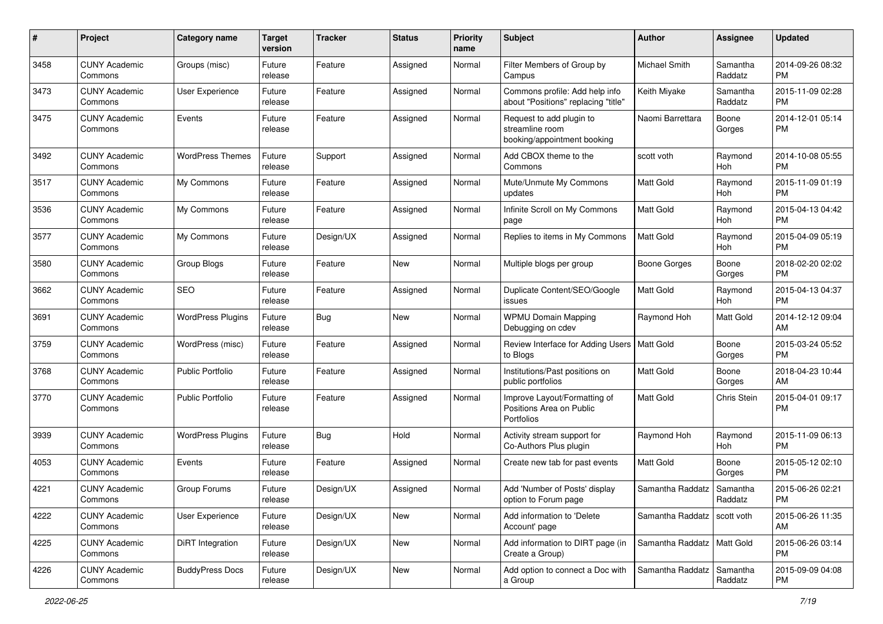| # | Project | Category name | Target version | Tracker | Status | Priority name | Subject | Author | Assignee | Updated |
|---|---|---|---|---|---|---|---|---|---|---|
| 3458 | CUNY Academic Commons | Groups (misc) | Future release | Feature | Assigned | Normal | Filter Members of Group by Campus | Michael Smith | Samantha Raddatz | 2014-09-26 08:32 PM |
| 3473 | CUNY Academic Commons | User Experience | Future release | Feature | Assigned | Normal | Commons profile: Add help info about "Positions" replacing "title" | Keith Miyake | Samantha Raddatz | 2015-11-09 02:28 PM |
| 3475 | CUNY Academic Commons | Events | Future release | Feature | Assigned | Normal | Request to add plugin to streamline room booking/appointment booking | Naomi Barrettara | Boone Gorges | 2014-12-01 05:14 PM |
| 3492 | CUNY Academic Commons | WordPress Themes | Future release | Support | Assigned | Normal | Add CBOX theme to the Commons | scott voth | Raymond Hoh | 2014-10-08 05:55 PM |
| 3517 | CUNY Academic Commons | My Commons | Future release | Feature | Assigned | Normal | Mute/Unmute My Commons updates | Matt Gold | Raymond Hoh | 2015-11-09 01:19 PM |
| 3536 | CUNY Academic Commons | My Commons | Future release | Feature | Assigned | Normal | Infinite Scroll on My Commons page | Matt Gold | Raymond Hoh | 2015-04-13 04:42 PM |
| 3577 | CUNY Academic Commons | My Commons | Future release | Design/UX | Assigned | Normal | Replies to items in My Commons | Matt Gold | Raymond Hoh | 2015-04-09 05:19 PM |
| 3580 | CUNY Academic Commons | Group Blogs | Future release | Feature | New | Normal | Multiple blogs per group | Boone Gorges | Boone Gorges | 2018-02-20 02:02 PM |
| 3662 | CUNY Academic Commons | SEO | Future release | Feature | Assigned | Normal | Duplicate Content/SEO/Google issues | Matt Gold | Raymond Hoh | 2015-04-13 04:37 PM |
| 3691 | CUNY Academic Commons | WordPress Plugins | Future release | Bug | New | Normal | WPMU Domain Mapping Debugging on cdev | Raymond Hoh | Matt Gold | 2014-12-12 09:04 AM |
| 3759 | CUNY Academic Commons | WordPress (misc) | Future release | Feature | Assigned | Normal | Review Interface for Adding Users to Blogs | Matt Gold | Boone Gorges | 2015-03-24 05:52 PM |
| 3768 | CUNY Academic Commons | Public Portfolio | Future release | Feature | Assigned | Normal | Institutions/Past positions on public portfolios | Matt Gold | Boone Gorges | 2018-04-23 10:44 AM |
| 3770 | CUNY Academic Commons | Public Portfolio | Future release | Feature | Assigned | Normal | Improve Layout/Formatting of Positions Area on Public Portfolios | Matt Gold | Chris Stein | 2015-04-01 09:17 PM |
| 3939 | CUNY Academic Commons | WordPress Plugins | Future release | Bug | Hold | Normal | Activity stream support for Co-Authors Plus plugin | Raymond Hoh | Raymond Hoh | 2015-11-09 06:13 PM |
| 4053 | CUNY Academic Commons | Events | Future release | Feature | Assigned | Normal | Create new tab for past events | Matt Gold | Boone Gorges | 2015-05-12 02:10 PM |
| 4221 | CUNY Academic Commons | Group Forums | Future release | Design/UX | Assigned | Normal | Add 'Number of Posts' display option to Forum page | Samantha Raddatz | Samantha Raddatz | 2015-06-26 02:21 PM |
| 4222 | CUNY Academic Commons | User Experience | Future release | Design/UX | New | Normal | Add information to 'Delete Account' page | Samantha Raddatz | scott voth | 2015-06-26 11:35 AM |
| 4225 | CUNY Academic Commons | DiRT Integration | Future release | Design/UX | New | Normal | Add information to DIRT page (in Create a Group) | Samantha Raddatz | Matt Gold | 2015-06-26 03:14 PM |
| 4226 | CUNY Academic Commons | BuddyPress Docs | Future release | Design/UX | New | Normal | Add option to connect a Doc with a Group | Samantha Raddatz | Samantha Raddatz | 2015-09-09 04:08 PM |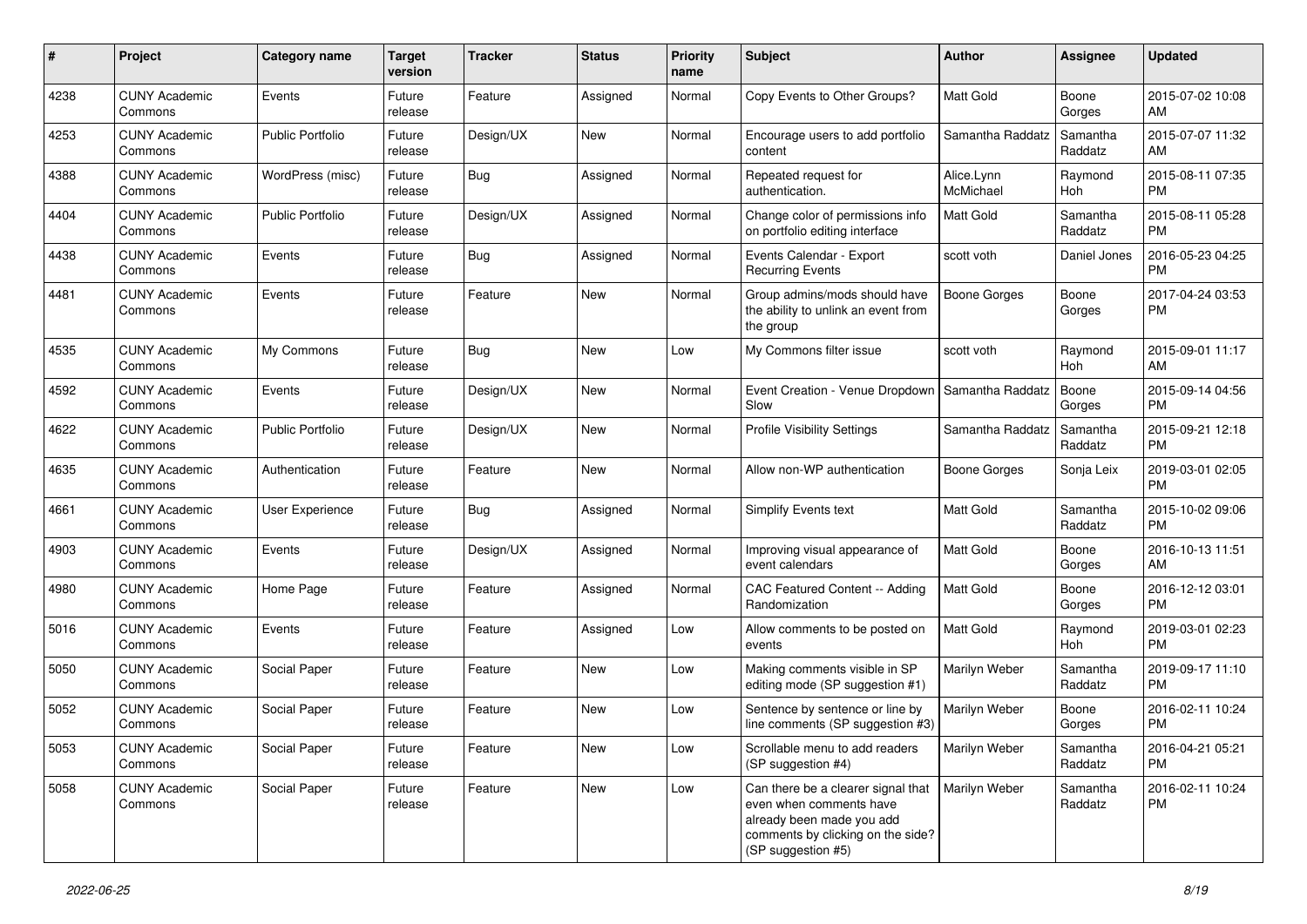| # | Project | Category name | Target version | Tracker | Status | Priority name | Subject | Author | Assignee | Updated |
|---|---|---|---|---|---|---|---|---|---|---|
| 4238 | CUNY Academic Commons | Events | Future release | Feature | Assigned | Normal | Copy Events to Other Groups? | Matt Gold | Boone Gorges | 2015-07-02 10:08 AM |
| 4253 | CUNY Academic Commons | Public Portfolio | Future release | Design/UX | New | Normal | Encourage users to add portfolio content | Samantha Raddatz | Samantha Raddatz | 2015-07-07 11:32 AM |
| 4388 | CUNY Academic Commons | WordPress (misc) | Future release | Bug | Assigned | Normal | Repeated request for authentication. | Alice.Lynn McMichael | Raymond Hoh | 2015-08-11 07:35 PM |
| 4404 | CUNY Academic Commons | Public Portfolio | Future release | Design/UX | Assigned | Normal | Change color of permissions info on portfolio editing interface | Matt Gold | Samantha Raddatz | 2015-08-11 05:28 PM |
| 4438 | CUNY Academic Commons | Events | Future release | Bug | Assigned | Normal | Events Calendar - Export Recurring Events | scott voth | Daniel Jones | 2016-05-23 04:25 PM |
| 4481 | CUNY Academic Commons | Events | Future release | Feature | New | Normal | Group admins/mods should have the ability to unlink an event from the group | Boone Gorges | Boone Gorges | 2017-04-24 03:53 PM |
| 4535 | CUNY Academic Commons | My Commons | Future release | Bug | New | Low | My Commons filter issue | scott voth | Raymond Hoh | 2015-09-01 11:17 AM |
| 4592 | CUNY Academic Commons | Events | Future release | Design/UX | New | Normal | Event Creation - Venue Dropdown Slow | Samantha Raddatz | Boone Gorges | 2015-09-14 04:56 PM |
| 4622 | CUNY Academic Commons | Public Portfolio | Future release | Design/UX | New | Normal | Profile Visibility Settings | Samantha Raddatz | Samantha Raddatz | 2015-09-21 12:18 PM |
| 4635 | CUNY Academic Commons | Authentication | Future release | Feature | New | Normal | Allow non-WP authentication | Boone Gorges | Sonja Leix | 2019-03-01 02:05 PM |
| 4661 | CUNY Academic Commons | User Experience | Future release | Bug | Assigned | Normal | Simplify Events text | Matt Gold | Samantha Raddatz | 2015-10-02 09:06 PM |
| 4903 | CUNY Academic Commons | Events | Future release | Design/UX | Assigned | Normal | Improving visual appearance of event calendars | Matt Gold | Boone Gorges | 2016-10-13 11:51 AM |
| 4980 | CUNY Academic Commons | Home Page | Future release | Feature | Assigned | Normal | CAC Featured Content -- Adding Randomization | Matt Gold | Boone Gorges | 2016-12-12 03:01 PM |
| 5016 | CUNY Academic Commons | Events | Future release | Feature | Assigned | Low | Allow comments to be posted on events | Matt Gold | Raymond Hoh | 2019-03-01 02:23 PM |
| 5050 | CUNY Academic Commons | Social Paper | Future release | Feature | New | Low | Making comments visible in SP editing mode (SP suggestion #1) | Marilyn Weber | Samantha Raddatz | 2019-09-17 11:10 PM |
| 5052 | CUNY Academic Commons | Social Paper | Future release | Feature | New | Low | Sentence by sentence or line by line comments (SP suggestion #3) | Marilyn Weber | Boone Gorges | 2016-02-11 10:24 PM |
| 5053 | CUNY Academic Commons | Social Paper | Future release | Feature | New | Low | Scrollable menu to add readers (SP suggestion #4) | Marilyn Weber | Samantha Raddatz | 2016-04-21 05:21 PM |
| 5058 | CUNY Academic Commons | Social Paper | Future release | Feature | New | Low | Can there be a clearer signal that even when comments have already been made you add comments by clicking on the side? (SP suggestion #5) | Marilyn Weber | Samantha Raddatz | 2016-02-11 10:24 PM |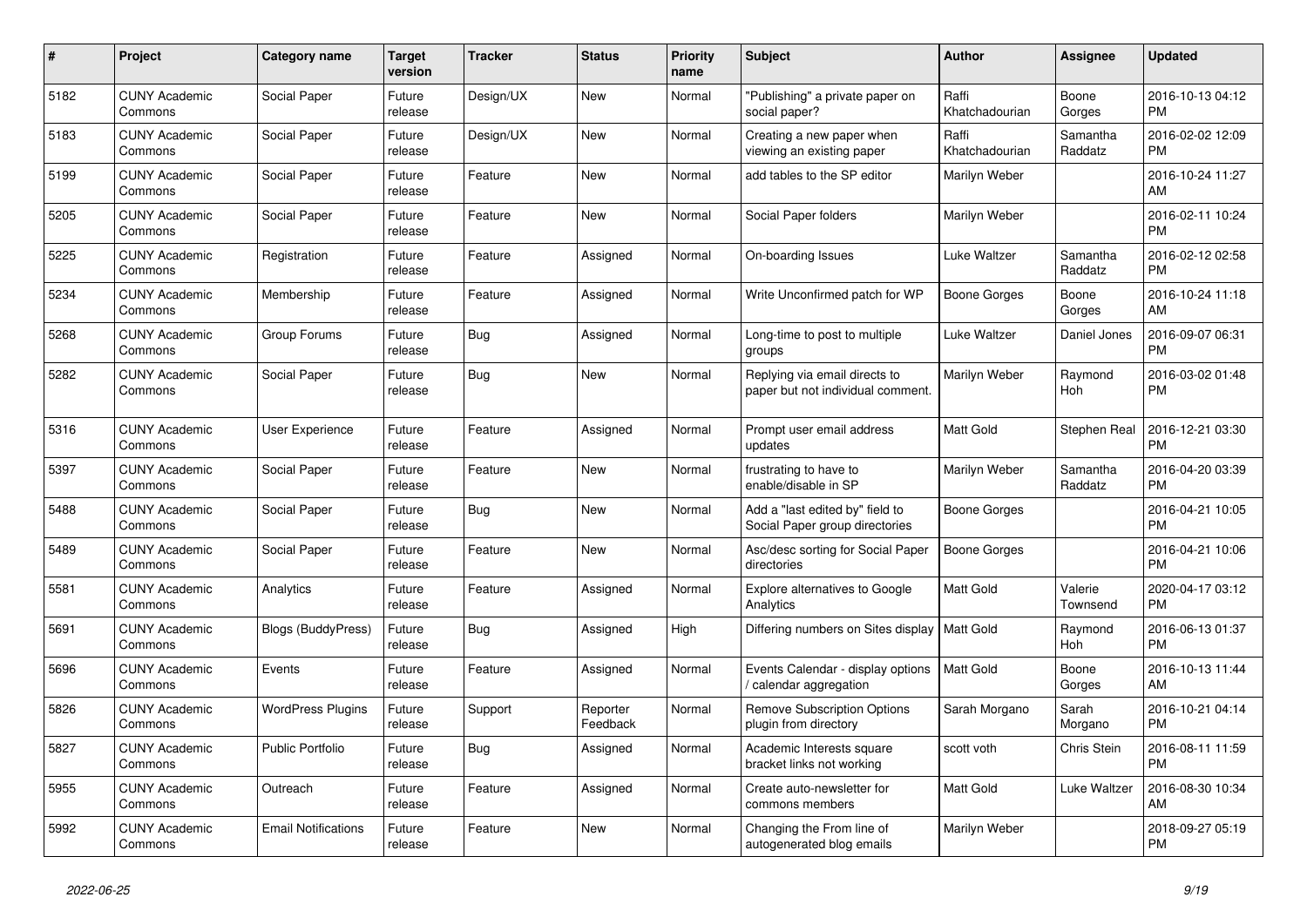| # | Project | Category name | Target version | Tracker | Status | Priority name | Subject | Author | Assignee | Updated |
|---|---|---|---|---|---|---|---|---|---|---|
| 5182 | CUNY Academic Commons | Social Paper | Future release | Design/UX | New | Normal | "Publishing" a private paper on social paper? | Raffi Khatchadourian | Boone Gorges | 2016-10-13 04:12 PM |
| 5183 | CUNY Academic Commons | Social Paper | Future release | Design/UX | New | Normal | Creating a new paper when viewing an existing paper | Raffi Khatchadourian | Samantha Raddatz | 2016-02-02 12:09 PM |
| 5199 | CUNY Academic Commons | Social Paper | Future release | Feature | New | Normal | add tables to the SP editor | Marilyn Weber | | 2016-10-24 11:27 AM |
| 5205 | CUNY Academic Commons | Social Paper | Future release | Feature | New | Normal | Social Paper folders | Marilyn Weber | | 2016-02-11 10:24 PM |
| 5225 | CUNY Academic Commons | Registration | Future release | Feature | Assigned | Normal | On-boarding Issues | Luke Waltzer | Samantha Raddatz | 2016-02-12 02:58 PM |
| 5234 | CUNY Academic Commons | Membership | Future release | Feature | Assigned | Normal | Write Unconfirmed patch for WP | Boone Gorges | Boone Gorges | 2016-10-24 11:18 AM |
| 5268 | CUNY Academic Commons | Group Forums | Future release | Bug | Assigned | Normal | Long-time to post to multiple groups | Luke Waltzer | Daniel Jones | 2016-09-07 06:31 PM |
| 5282 | CUNY Academic Commons | Social Paper | Future release | Bug | New | Normal | Replying via email directs to paper but not individual comment. | Marilyn Weber | Raymond Hoh | 2016-03-02 01:48 PM |
| 5316 | CUNY Academic Commons | User Experience | Future release | Feature | Assigned | Normal | Prompt user email address updates | Matt Gold | Stephen Real | 2016-12-21 03:30 PM |
| 5397 | CUNY Academic Commons | Social Paper | Future release | Feature | New | Normal | frustrating to have to enable/disable in SP | Marilyn Weber | Samantha Raddatz | 2016-04-20 03:39 PM |
| 5488 | CUNY Academic Commons | Social Paper | Future release | Bug | New | Normal | Add a "last edited by" field to Social Paper group directories | Boone Gorges | | 2016-04-21 10:05 PM |
| 5489 | CUNY Academic Commons | Social Paper | Future release | Feature | New | Normal | Asc/desc sorting for Social Paper directories | Boone Gorges | | 2016-04-21 10:06 PM |
| 5581 | CUNY Academic Commons | Analytics | Future release | Feature | Assigned | Normal | Explore alternatives to Google Analytics | Matt Gold | Valerie Townsend | 2020-04-17 03:12 PM |
| 5691 | CUNY Academic Commons | Blogs (BuddyPress) | Future release | Bug | Assigned | High | Differing numbers on Sites display | Matt Gold | Raymond Hoh | 2016-06-13 01:37 PM |
| 5696 | CUNY Academic Commons | Events | Future release | Feature | Assigned | Normal | Events Calendar - display options / calendar aggregation | Matt Gold | Boone Gorges | 2016-10-13 11:44 AM |
| 5826 | CUNY Academic Commons | WordPress Plugins | Future release | Support | Reporter Feedback | Normal | Remove Subscription Options plugin from directory | Sarah Morgano | Sarah Morgano | 2016-10-21 04:14 PM |
| 5827 | CUNY Academic Commons | Public Portfolio | Future release | Bug | Assigned | Normal | Academic Interests square bracket links not working | scott voth | Chris Stein | 2016-08-11 11:59 PM |
| 5955 | CUNY Academic Commons | Outreach | Future release | Feature | Assigned | Normal | Create auto-newsletter for commons members | Matt Gold | Luke Waltzer | 2016-08-30 10:34 AM |
| 5992 | CUNY Academic Commons | Email Notifications | Future release | Feature | New | Normal | Changing the From line of autogenerated blog emails | Marilyn Weber | | 2018-09-27 05:19 PM |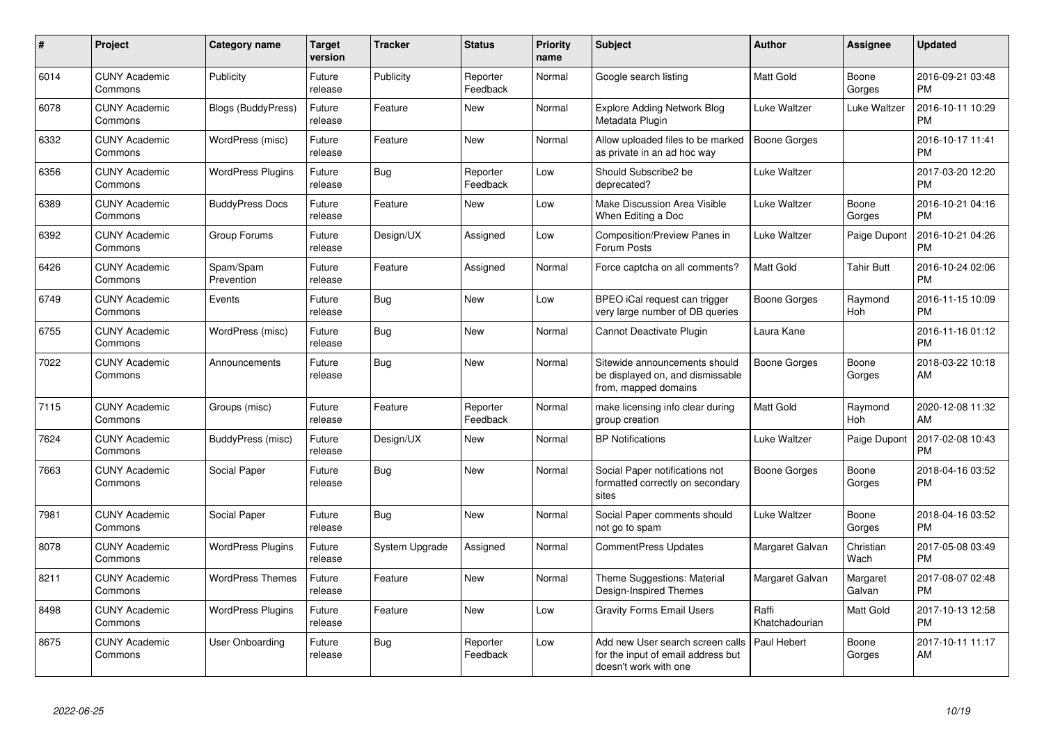| # | Project | Category name | Target version | Tracker | Status | Priority name | Subject | Author | Assignee | Updated |
|---|---|---|---|---|---|---|---|---|---|---|
| 6014 | CUNY Academic Commons | Publicity | Future release | Publicity | Reporter Feedback | Normal | Google search listing | Matt Gold | Boone Gorges | 2016-09-21 03:48 PM |
| 6078 | CUNY Academic Commons | Blogs (BuddyPress) | Future release | Feature | New | Normal | Explore Adding Network Blog Metadata Plugin | Luke Waltzer | Luke Waltzer | 2016-10-11 10:29 PM |
| 6332 | CUNY Academic Commons | WordPress (misc) | Future release | Feature | New | Normal | Allow uploaded files to be marked as private in an ad hoc way | Boone Gorges | | 2016-10-17 11:41 PM |
| 6356 | CUNY Academic Commons | WordPress Plugins | Future release | Bug | Reporter Feedback | Low | Should Subscribe2 be deprecated? | Luke Waltzer | | 2017-03-20 12:20 PM |
| 6389 | CUNY Academic Commons | BuddyPress Docs | Future release | Feature | New | Low | Make Discussion Area Visible When Editing a Doc | Luke Waltzer | Boone Gorges | 2016-10-21 04:16 PM |
| 6392 | CUNY Academic Commons | Group Forums | Future release | Design/UX | Assigned | Low | Composition/Preview Panes in Forum Posts | Luke Waltzer | Paige Dupont | 2016-10-21 04:26 PM |
| 6426 | CUNY Academic Commons | Spam/Spam Prevention | Future release | Feature | Assigned | Normal | Force captcha on all comments? | Matt Gold | Tahir Butt | 2016-10-24 02:06 PM |
| 6749 | CUNY Academic Commons | Events | Future release | Bug | New | Low | BPEO iCal request can trigger very large number of DB queries | Boone Gorges | Raymond Hoh | 2016-11-15 10:09 PM |
| 6755 | CUNY Academic Commons | WordPress (misc) | Future release | Bug | New | Normal | Cannot Deactivate Plugin | Laura Kane | | 2016-11-16 01:12 PM |
| 7022 | CUNY Academic Commons | Announcements | Future release | Bug | New | Normal | Sitewide announcements should be displayed on, and dismissable from, mapped domains | Boone Gorges | Boone Gorges | 2018-03-22 10:18 AM |
| 7115 | CUNY Academic Commons | Groups (misc) | Future release | Feature | Reporter Feedback | Normal | make licensing info clear during group creation | Matt Gold | Raymond Hoh | 2020-12-08 11:32 AM |
| 7624 | CUNY Academic Commons | BuddyPress (misc) | Future release | Design/UX | New | Normal | BP Notifications | Luke Waltzer | Paige Dupont | 2017-02-08 10:43 PM |
| 7663 | CUNY Academic Commons | Social Paper | Future release | Bug | New | Normal | Social Paper notifications not formatted correctly on secondary sites | Boone Gorges | Boone Gorges | 2018-04-16 03:52 PM |
| 7981 | CUNY Academic Commons | Social Paper | Future release | Bug | New | Normal | Social Paper comments should not go to spam | Luke Waltzer | Boone Gorges | 2018-04-16 03:52 PM |
| 8078 | CUNY Academic Commons | WordPress Plugins | Future release | System Upgrade | Assigned | Normal | CommentPress Updates | Margaret Galvan | Christian Wach | 2017-05-08 03:49 PM |
| 8211 | CUNY Academic Commons | WordPress Themes | Future release | Feature | New | Normal | Theme Suggestions: Material Design-Inspired Themes | Margaret Galvan | Margaret Galvan | 2017-08-07 02:48 PM |
| 8498 | CUNY Academic Commons | WordPress Plugins | Future release | Feature | New | Low | Gravity Forms Email Users | Raffi Khatchadourian | Matt Gold | 2017-10-13 12:58 PM |
| 8675 | CUNY Academic Commons | User Onboarding | Future release | Bug | Reporter Feedback | Low | Add new User search screen calls for the input of email address but doesn't work with one | Paul Hebert | Boone Gorges | 2017-10-11 11:17 AM |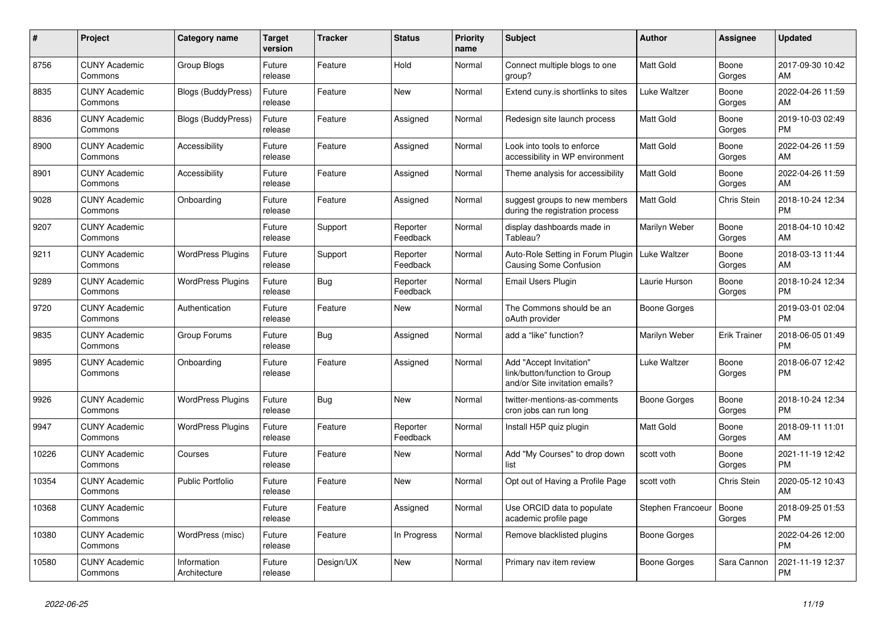| # | Project | Category name | Target version | Tracker | Status | Priority name | Subject | Author | Assignee | Updated |
|---|---|---|---|---|---|---|---|---|---|---|
| 8756 | CUNY Academic Commons | Group Blogs | Future release | Feature | Hold | Normal | Connect multiple blogs to one group? | Matt Gold | Boone Gorges | 2017-09-30 10:42 AM |
| 8835 | CUNY Academic Commons | Blogs (BuddyPress) | Future release | Feature | New | Normal | Extend cuny.is shortlinks to sites | Luke Waltzer | Boone Gorges | 2022-04-26 11:59 AM |
| 8836 | CUNY Academic Commons | Blogs (BuddyPress) | Future release | Feature | Assigned | Normal | Redesign site launch process | Matt Gold | Boone Gorges | 2019-10-03 02:49 PM |
| 8900 | CUNY Academic Commons | Accessibility | Future release | Feature | Assigned | Normal | Look into tools to enforce accessibility in WP environment | Matt Gold | Boone Gorges | 2022-04-26 11:59 AM |
| 8901 | CUNY Academic Commons | Accessibility | Future release | Feature | Assigned | Normal | Theme analysis for accessibility | Matt Gold | Boone Gorges | 2022-04-26 11:59 AM |
| 9028 | CUNY Academic Commons | Onboarding | Future release | Feature | Assigned | Normal | suggest groups to new members during the registration process | Matt Gold | Chris Stein | 2018-10-24 12:34 PM |
| 9207 | CUNY Academic Commons | | Future release | Support | Reporter Feedback | Normal | display dashboards made in Tableau? | Marilyn Weber | Boone Gorges | 2018-04-10 10:42 AM |
| 9211 | CUNY Academic Commons | WordPress Plugins | Future release | Support | Reporter Feedback | Normal | Auto-Role Setting in Forum Plugin Causing Some Confusion | Luke Waltzer | Boone Gorges | 2018-03-13 11:44 AM |
| 9289 | CUNY Academic Commons | WordPress Plugins | Future release | Bug | Reporter Feedback | Normal | Email Users Plugin | Laurie Hurson | Boone Gorges | 2018-10-24 12:34 PM |
| 9720 | CUNY Academic Commons | Authentication | Future release | Feature | New | Normal | The Commons should be an oAuth provider | Boone Gorges | | 2019-03-01 02:04 PM |
| 9835 | CUNY Academic Commons | Group Forums | Future release | Bug | Assigned | Normal | add a “like” function? | Marilyn Weber | Erik Trainer | 2018-06-05 01:49 PM |
| 9895 | CUNY Academic Commons | Onboarding | Future release | Feature | Assigned | Normal | Add "Accept Invitation" link/button/function to Group and/or Site invitation emails? | Luke Waltzer | Boone Gorges | 2018-06-07 12:42 PM |
| 9926 | CUNY Academic Commons | WordPress Plugins | Future release | Bug | New | Normal | twitter-mentions-as-comments cron jobs can run long | Boone Gorges | Boone Gorges | 2018-10-24 12:34 PM |
| 9947 | CUNY Academic Commons | WordPress Plugins | Future release | Feature | Reporter Feedback | Normal | Install H5P quiz plugin | Matt Gold | Boone Gorges | 2018-09-11 11:01 AM |
| 10226 | CUNY Academic Commons | Courses | Future release | Feature | New | Normal | Add "My Courses" to drop down list | scott voth | Boone Gorges | 2021-11-19 12:42 PM |
| 10354 | CUNY Academic Commons | Public Portfolio | Future release | Feature | New | Normal | Opt out of Having a Profile Page | scott voth | Chris Stein | 2020-05-12 10:43 AM |
| 10368 | CUNY Academic Commons | | Future release | Feature | Assigned | Normal | Use ORCID data to populate academic profile page | Stephen Francoeur | Boone Gorges | 2018-09-25 01:53 PM |
| 10380 | CUNY Academic Commons | WordPress (misc) | Future release | Feature | In Progress | Normal | Remove blacklisted plugins | Boone Gorges | | 2022-04-26 12:00 PM |
| 10580 | CUNY Academic Commons | Information Architecture | Future release | Design/UX | New | Normal | Primary nav item review | Boone Gorges | Sara Cannon | 2021-11-19 12:37 PM |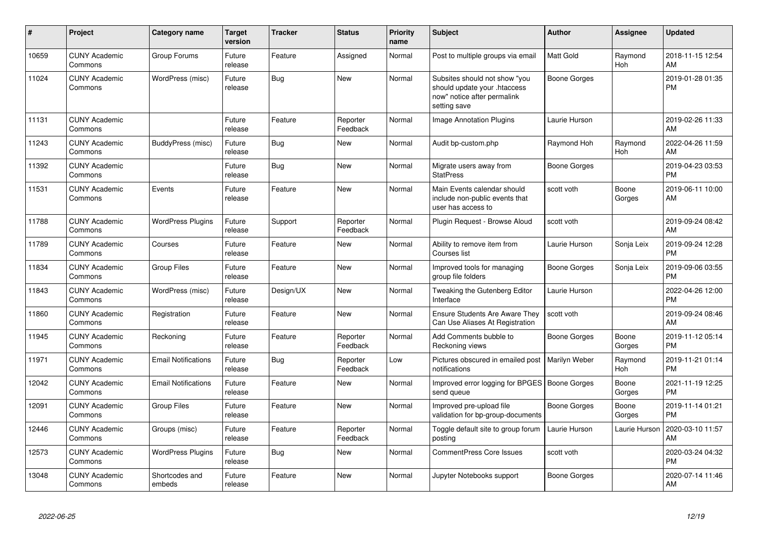| # | Project | Category name | Target version | Tracker | Status | Priority name | Subject | Author | Assignee | Updated |
|---|---|---|---|---|---|---|---|---|---|---|
| 10659 | CUNY Academic Commons | Group Forums | Future release | Feature | Assigned | Normal | Post to multiple groups via email | Matt Gold | Raymond Hoh | 2018-11-15 12:54 AM |
| 11024 | CUNY Academic Commons | WordPress (misc) | Future release | Bug | New | Normal | Subsites should not show "you should update your .htaccess now" notice after permalink setting save | Boone Gorges | | 2019-01-28 01:35 PM |
| 11131 | CUNY Academic Commons | | Future release | Feature | Reporter Feedback | Normal | Image Annotation Plugins | Laurie Hurson | | 2019-02-26 11:33 AM |
| 11243 | CUNY Academic Commons | BuddyPress (misc) | Future release | Bug | New | Normal | Audit bp-custom.php | Raymond Hoh | Raymond Hoh | 2022-04-26 11:59 AM |
| 11392 | CUNY Academic Commons | | Future release | Bug | New | Normal | Migrate users away from StatPress | Boone Gorges | | 2019-04-23 03:53 PM |
| 11531 | CUNY Academic Commons | Events | Future release | Feature | New | Normal | Main Events calendar should include non-public events that user has access to | scott voth | Boone Gorges | 2019-06-11 10:00 AM |
| 11788 | CUNY Academic Commons | WordPress Plugins | Future release | Support | Reporter Feedback | Normal | Plugin Request - Browse Aloud | scott voth | | 2019-09-24 08:42 AM |
| 11789 | CUNY Academic Commons | Courses | Future release | Feature | New | Normal | Ability to remove item from Courses list | Laurie Hurson | Sonja Leix | 2019-09-24 12:28 PM |
| 11834 | CUNY Academic Commons | Group Files | Future release | Feature | New | Normal | Improved tools for managing group file folders | Boone Gorges | Sonja Leix | 2019-09-06 03:55 PM |
| 11843 | CUNY Academic Commons | WordPress (misc) | Future release | Design/UX | New | Normal | Tweaking the Gutenberg Editor Interface | Laurie Hurson | | 2022-04-26 12:00 PM |
| 11860 | CUNY Academic Commons | Registration | Future release | Feature | New | Normal | Ensure Students Are Aware They Can Use Aliases At Registration | scott voth | | 2019-09-24 08:46 AM |
| 11945 | CUNY Academic Commons | Reckoning | Future release | Feature | Reporter Feedback | Normal | Add Comments bubble to Reckoning views | Boone Gorges | Boone Gorges | 2019-11-12 05:14 PM |
| 11971 | CUNY Academic Commons | Email Notifications | Future release | Bug | Reporter Feedback | Low | Pictures obscured in emailed post notifications | Marilyn Weber | Raymond Hoh | 2019-11-21 01:14 PM |
| 12042 | CUNY Academic Commons | Email Notifications | Future release | Feature | New | Normal | Improved error logging for BPGES send queue | Boone Gorges | Boone Gorges | 2021-11-19 12:25 PM |
| 12091 | CUNY Academic Commons | Group Files | Future release | Feature | New | Normal | Improved pre-upload file validation for bp-group-documents | Boone Gorges | Boone Gorges | 2019-11-14 01:21 PM |
| 12446 | CUNY Academic Commons | Groups (misc) | Future release | Feature | Reporter Feedback | Normal | Toggle default site to group forum posting | Laurie Hurson | Laurie Hurson | 2020-03-10 11:57 AM |
| 12573 | CUNY Academic Commons | WordPress Plugins | Future release | Bug | New | Normal | CommentPress Core Issues | scott voth | | 2020-03-24 04:32 PM |
| 13048 | CUNY Academic Commons | Shortcodes and embeds | Future release | Feature | New | Normal | Jupyter Notebooks support | Boone Gorges | | 2020-07-14 11:46 AM |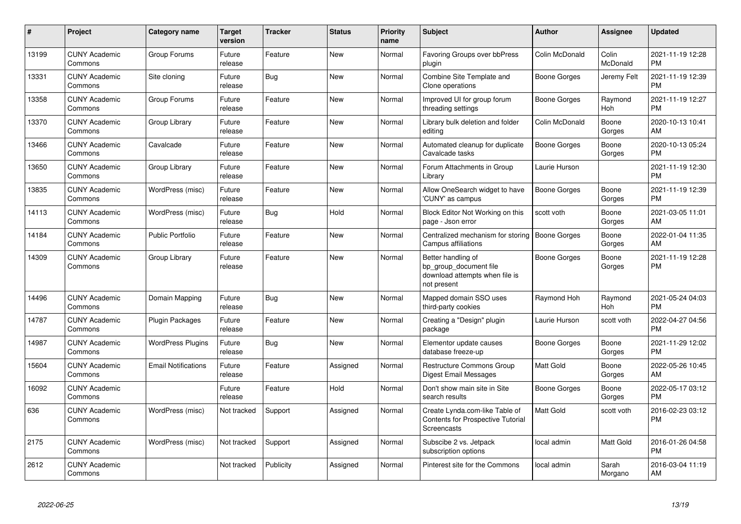| # | Project | Category name | Target version | Tracker | Status | Priority name | Subject | Author | Assignee | Updated |
|---|---|---|---|---|---|---|---|---|---|---|
| 13199 | CUNY Academic Commons | Group Forums | Future release | Feature | New | Normal | Favoring Groups over bbPress plugin | Colin McDonald | Colin McDonald | 2021-11-19 12:28 PM |
| 13331 | CUNY Academic Commons | Site cloning | Future release | Bug | New | Normal | Combine Site Template and Clone operations | Boone Gorges | Jeremy Felt | 2021-11-19 12:39 PM |
| 13358 | CUNY Academic Commons | Group Forums | Future release | Feature | New | Normal | Improved UI for group forum threading settings | Boone Gorges | Raymond Hoh | 2021-11-19 12:27 PM |
| 13370 | CUNY Academic Commons | Group Library | Future release | Feature | New | Normal | Library bulk deletion and folder editing | Colin McDonald | Boone Gorges | 2020-10-13 10:41 AM |
| 13466 | CUNY Academic Commons | Cavalcade | Future release | Feature | New | Normal | Automated cleanup for duplicate Cavalcade tasks | Boone Gorges | Boone Gorges | 2020-10-13 05:24 PM |
| 13650 | CUNY Academic Commons | Group Library | Future release | Feature | New | Normal | Forum Attachments in Group Library | Laurie Hurson | | 2021-11-19 12:30 PM |
| 13835 | CUNY Academic Commons | WordPress (misc) | Future release | Feature | New | Normal | Allow OneSearch widget to have 'CUNY' as campus | Boone Gorges | Boone Gorges | 2021-11-19 12:39 PM |
| 14113 | CUNY Academic Commons | WordPress (misc) | Future release | Bug | Hold | Normal | Block Editor Not Working on this page - Json error | scott voth | Boone Gorges | 2021-03-05 11:01 AM |
| 14184 | CUNY Academic Commons | Public Portfolio | Future release | Feature | New | Normal | Centralized mechanism for storing Campus affiliations | Boone Gorges | Boone Gorges | 2022-01-04 11:35 AM |
| 14309 | CUNY Academic Commons | Group Library | Future release | Feature | New | Normal | Better handling of bp_group_document file download attempts when file is not present | Boone Gorges | Boone Gorges | 2021-11-19 12:28 PM |
| 14496 | CUNY Academic Commons | Domain Mapping | Future release | Bug | New | Normal | Mapped domain SSO uses third-party cookies | Raymond Hoh | Raymond Hoh | 2021-05-24 04:03 PM |
| 14787 | CUNY Academic Commons | Plugin Packages | Future release | Feature | New | Normal | Creating a "Design" plugin package | Laurie Hurson | scott voth | 2022-04-27 04:56 PM |
| 14987 | CUNY Academic Commons | WordPress Plugins | Future release | Bug | New | Normal | Elementor update causes database freeze-up | Boone Gorges | Boone Gorges | 2021-11-29 12:02 PM |
| 15604 | CUNY Academic Commons | Email Notifications | Future release | Feature | Assigned | Normal | Restructure Commons Group Digest Email Messages | Matt Gold | Boone Gorges | 2022-05-26 10:45 AM |
| 16092 | CUNY Academic Commons | | Future release | Feature | Hold | Normal | Don't show main site in Site search results | Boone Gorges | Boone Gorges | 2022-05-17 03:12 PM |
| 636 | CUNY Academic Commons | WordPress (misc) | Not tracked | Support | Assigned | Normal | Create Lynda.com-like Table of Contents for Prospective Tutorial Screencasts | Matt Gold | scott voth | 2016-02-23 03:12 PM |
| 2175 | CUNY Academic Commons | WordPress (misc) | Not tracked | Support | Assigned | Normal | Subscibe 2 vs. Jetpack subscription options | local admin | Matt Gold | 2016-01-26 04:58 PM |
| 2612 | CUNY Academic Commons | | Not tracked | Publicity | Assigned | Normal | Pinterest site for the Commons | local admin | Sarah Morgano | 2016-03-04 11:19 AM |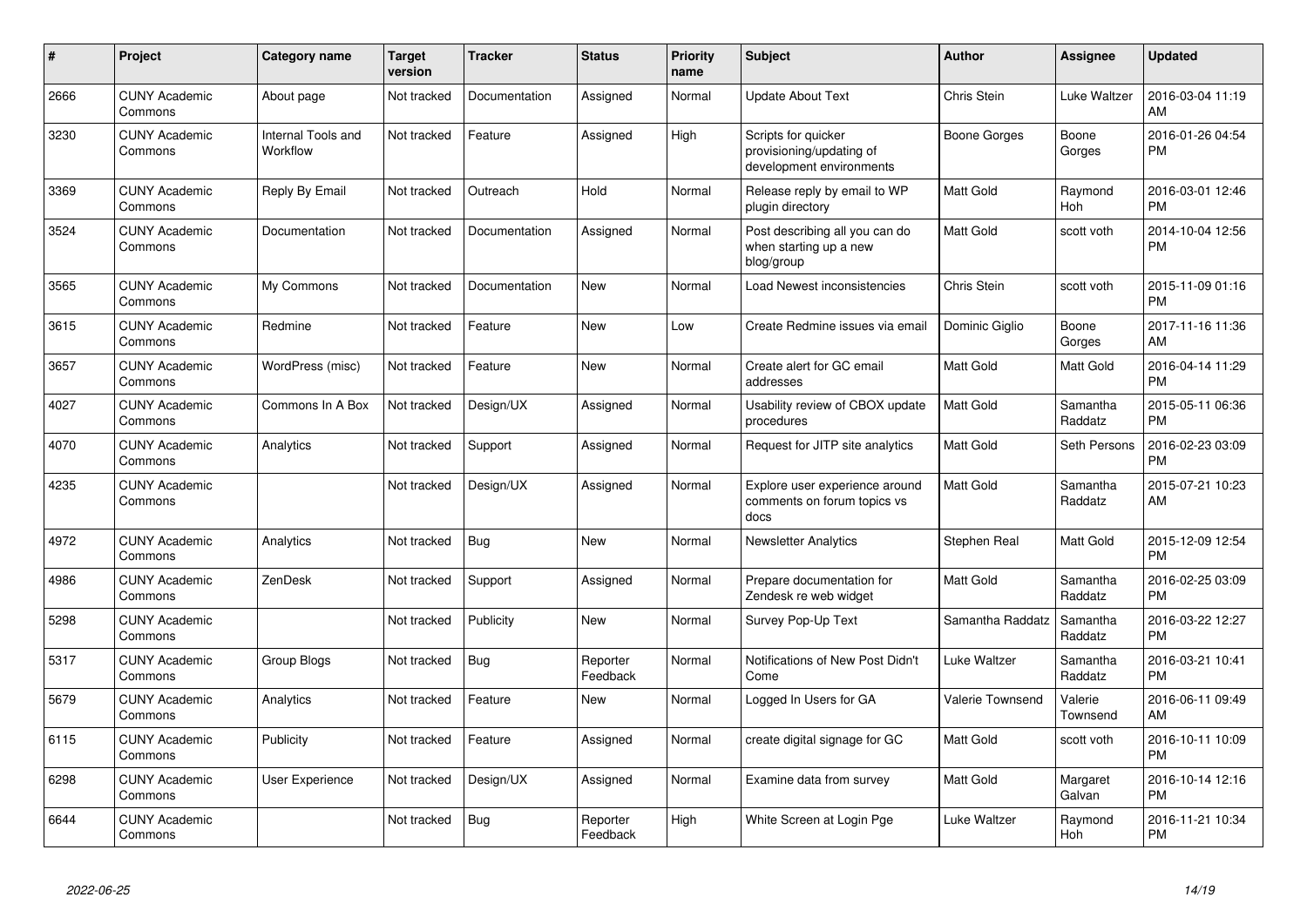| # | Project | Category name | Target version | Tracker | Status | Priority name | Subject | Author | Assignee | Updated |
|---|---|---|---|---|---|---|---|---|---|---|
| 2666 | CUNY Academic Commons | About page | Not tracked | Documentation | Assigned | Normal | Update About Text | Chris Stein | Luke Waltzer | 2016-03-04 11:19 AM |
| 3230 | CUNY Academic Commons | Internal Tools and Workflow | Not tracked | Feature | Assigned | High | Scripts for quicker provisioning/updating of development environments | Boone Gorges | Boone Gorges | 2016-01-26 04:54 PM |
| 3369 | CUNY Academic Commons | Reply By Email | Not tracked | Outreach | Hold | Normal | Release reply by email to WP plugin directory | Matt Gold | Raymond Hoh | 2016-03-01 12:46 PM |
| 3524 | CUNY Academic Commons | Documentation | Not tracked | Documentation | Assigned | Normal | Post describing all you can do when starting up a new blog/group | Matt Gold | scott voth | 2014-10-04 12:56 PM |
| 3565 | CUNY Academic Commons | My Commons | Not tracked | Documentation | New | Normal | Load Newest inconsistencies | Chris Stein | scott voth | 2015-11-09 01:16 PM |
| 3615 | CUNY Academic Commons | Redmine | Not tracked | Feature | New | Low | Create Redmine issues via email | Dominic Giglio | Boone Gorges | 2017-11-16 11:36 AM |
| 3657 | CUNY Academic Commons | WordPress (misc) | Not tracked | Feature | New | Normal | Create alert for GC email addresses | Matt Gold | Matt Gold | 2016-04-14 11:29 PM |
| 4027 | CUNY Academic Commons | Commons In A Box | Not tracked | Design/UX | Assigned | Normal | Usability review of CBOX update procedures | Matt Gold | Samantha Raddatz | 2015-05-11 06:36 PM |
| 4070 | CUNY Academic Commons | Analytics | Not tracked | Support | Assigned | Normal | Request for JITP site analytics | Matt Gold | Seth Persons | 2016-02-23 03:09 PM |
| 4235 | CUNY Academic Commons | | Not tracked | Design/UX | Assigned | Normal | Explore user experience around comments on forum topics vs docs | Matt Gold | Samantha Raddatz | 2015-07-21 10:23 AM |
| 4972 | CUNY Academic Commons | Analytics | Not tracked | Bug | New | Normal | Newsletter Analytics | Stephen Real | Matt Gold | 2015-12-09 12:54 PM |
| 4986 | CUNY Academic Commons | ZenDesk | Not tracked | Support | Assigned | Normal | Prepare documentation for Zendesk re web widget | Matt Gold | Samantha Raddatz | 2016-02-25 03:09 PM |
| 5298 | CUNY Academic Commons | | Not tracked | Publicity | New | Normal | Survey Pop-Up Text | Samantha Raddatz | Samantha Raddatz | 2016-03-22 12:27 PM |
| 5317 | CUNY Academic Commons | Group Blogs | Not tracked | Bug | Reporter Feedback | Normal | Notifications of New Post Didn't Come | Luke Waltzer | Samantha Raddatz | 2016-03-21 10:41 PM |
| 5679 | CUNY Academic Commons | Analytics | Not tracked | Feature | New | Normal | Logged In Users for GA | Valerie Townsend | Valerie Townsend | 2016-06-11 09:49 AM |
| 6115 | CUNY Academic Commons | Publicity | Not tracked | Feature | Assigned | Normal | create digital signage for GC | Matt Gold | scott voth | 2016-10-11 10:09 PM |
| 6298 | CUNY Academic Commons | User Experience | Not tracked | Design/UX | Assigned | Normal | Examine data from survey | Matt Gold | Margaret Galvan | 2016-10-14 12:16 PM |
| 6644 | CUNY Academic Commons | | Not tracked | Bug | Reporter Feedback | High | White Screen at Login Pge | Luke Waltzer | Raymond Hoh | 2016-11-21 10:34 PM |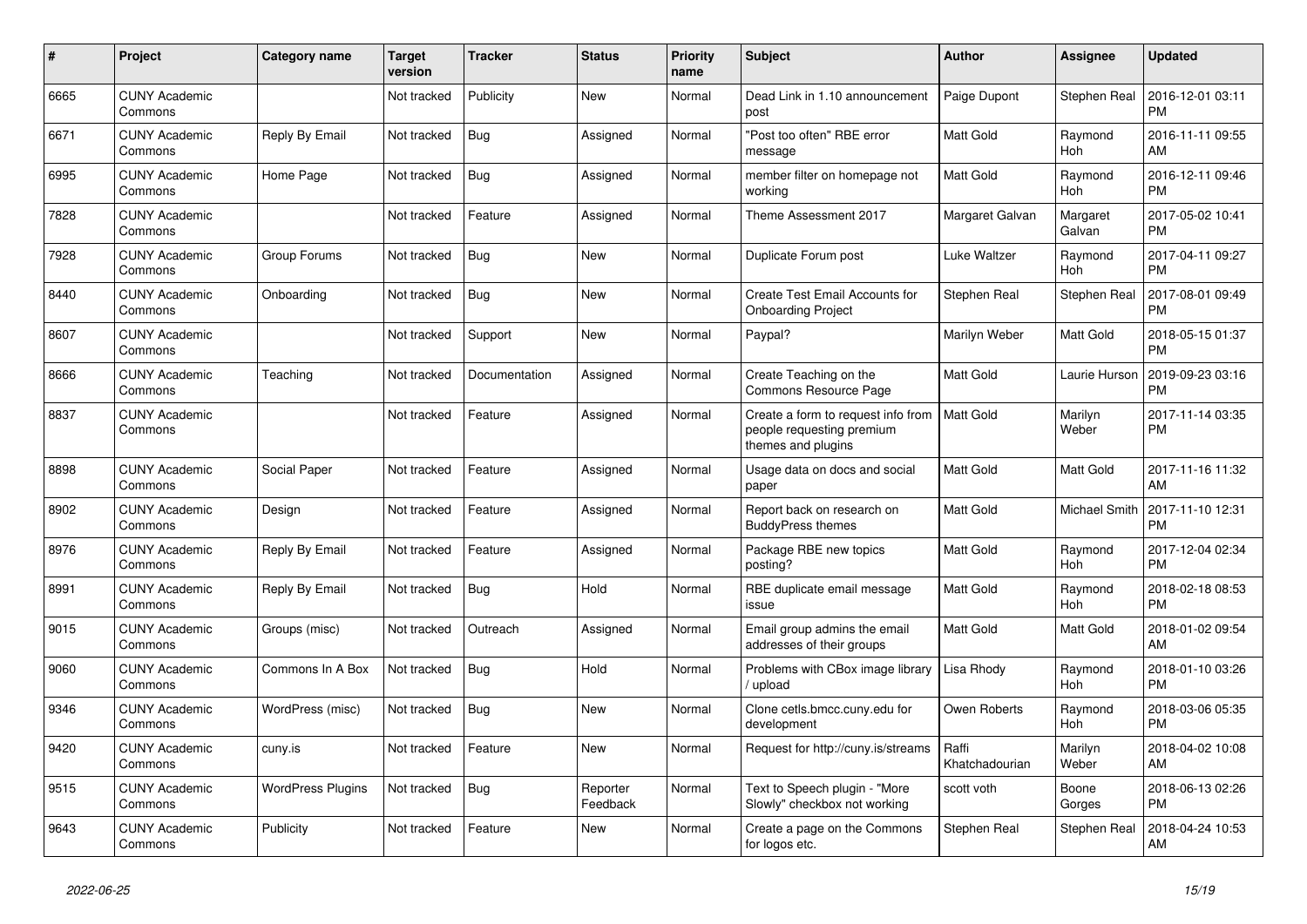| # | Project | Category name | Target version | Tracker | Status | Priority name | Subject | Author | Assignee | Updated |
|---|---|---|---|---|---|---|---|---|---|---|
| 6665 | CUNY Academic Commons | | Not tracked | Publicity | New | Normal | Dead Link in 1.10 announcement post | Paige Dupont | Stephen Real | 2016-12-01 03:11 PM |
| 6671 | CUNY Academic Commons | Reply By Email | Not tracked | Bug | Assigned | Normal | "Post too often" RBE error message | Matt Gold | Raymond Hoh | 2016-11-11 09:55 AM |
| 6995 | CUNY Academic Commons | Home Page | Not tracked | Bug | Assigned | Normal | member filter on homepage not working | Matt Gold | Raymond Hoh | 2016-12-11 09:46 PM |
| 7828 | CUNY Academic Commons | | Not tracked | Feature | Assigned | Normal | Theme Assessment 2017 | Margaret Galvan | Margaret Galvan | 2017-05-02 10:41 PM |
| 7928 | CUNY Academic Commons | Group Forums | Not tracked | Bug | New | Normal | Duplicate Forum post | Luke Waltzer | Raymond Hoh | 2017-04-11 09:27 PM |
| 8440 | CUNY Academic Commons | Onboarding | Not tracked | Bug | New | Normal | Create Test Email Accounts for Onboarding Project | Stephen Real | Stephen Real | 2017-08-01 09:49 PM |
| 8607 | CUNY Academic Commons | | Not tracked | Support | New | Normal | Paypal? | Marilyn Weber | Matt Gold | 2018-05-15 01:37 PM |
| 8666 | CUNY Academic Commons | Teaching | Not tracked | Documentation | Assigned | Normal | Create Teaching on the Commons Resource Page | Matt Gold | Laurie Hurson | 2019-09-23 03:16 PM |
| 8837 | CUNY Academic Commons | | Not tracked | Feature | Assigned | Normal | Create a form to request info from people requesting premium themes and plugins | Matt Gold | Marilyn Weber | 2017-11-14 03:35 PM |
| 8898 | CUNY Academic Commons | Social Paper | Not tracked | Feature | Assigned | Normal | Usage data on docs and social paper | Matt Gold | Matt Gold | 2017-11-16 11:32 AM |
| 8902 | CUNY Academic Commons | Design | Not tracked | Feature | Assigned | Normal | Report back on research on BuddyPress themes | Matt Gold | Michael Smith | 2017-11-10 12:31 PM |
| 8976 | CUNY Academic Commons | Reply By Email | Not tracked | Feature | Assigned | Normal | Package RBE new topics posting? | Matt Gold | Raymond Hoh | 2017-12-04 02:34 PM |
| 8991 | CUNY Academic Commons | Reply By Email | Not tracked | Bug | Hold | Normal | RBE duplicate email message issue | Matt Gold | Raymond Hoh | 2018-02-18 08:53 PM |
| 9015 | CUNY Academic Commons | Groups (misc) | Not tracked | Outreach | Assigned | Normal | Email group admins the email addresses of their groups | Matt Gold | Matt Gold | 2018-01-02 09:54 AM |
| 9060 | CUNY Academic Commons | Commons In A Box | Not tracked | Bug | Hold | Normal | Problems with CBox image library / upload | Lisa Rhody | Raymond Hoh | 2018-01-10 03:26 PM |
| 9346 | CUNY Academic Commons | WordPress (misc) | Not tracked | Bug | New | Normal | Clone cetls.bmcc.cuny.edu for development | Owen Roberts | Raymond Hoh | 2018-03-06 05:35 PM |
| 9420 | CUNY Academic Commons | cuny.is | Not tracked | Feature | New | Normal | Request for http://cuny.is/streams | Raffi Khatchadourian | Marilyn Weber | 2018-04-02 10:08 AM |
| 9515 | CUNY Academic Commons | WordPress Plugins | Not tracked | Bug | Reporter Feedback | Normal | Text to Speech plugin - "More Slowly" checkbox not working | scott voth | Boone Gorges | 2018-06-13 02:26 PM |
| 9643 | CUNY Academic Commons | Publicity | Not tracked | Feature | New | Normal | Create a page on the Commons for logos etc. | Stephen Real | Stephen Real | 2018-04-24 10:53 AM |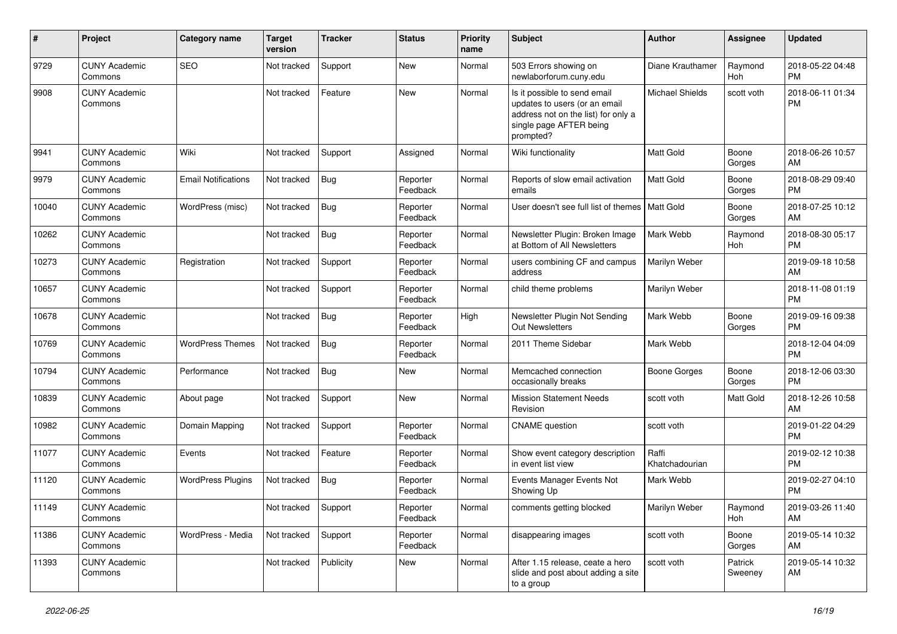| # | Project | Category name | Target version | Tracker | Status | Priority name | Subject | Author | Assignee | Updated |
|---|---|---|---|---|---|---|---|---|---|---|
| 9729 | CUNY Academic Commons | SEO | Not tracked | Support | New | Normal | 503 Errors showing on newlaborforum.cuny.edu | Diane Krauthamer | Raymond Hoh | 2018-05-22 04:48 PM |
| 9908 | CUNY Academic Commons | | Not tracked | Feature | New | Normal | Is it possible to send email updates to users (or an email address not on the list) for only a single page AFTER being prompted? | Michael Shields | scott voth | 2018-06-11 01:34 PM |
| 9941 | CUNY Academic Commons | Wiki | Not tracked | Support | Assigned | Normal | Wiki functionality | Matt Gold | Boone Gorges | 2018-06-26 10:57 AM |
| 9979 | CUNY Academic Commons | Email Notifications | Not tracked | Bug | Reporter Feedback | Normal | Reports of slow email activation emails | Matt Gold | Boone Gorges | 2018-08-29 09:40 PM |
| 10040 | CUNY Academic Commons | WordPress (misc) | Not tracked | Bug | Reporter Feedback | Normal | User doesn't see full list of themes | Matt Gold | Boone Gorges | 2018-07-25 10:12 AM |
| 10262 | CUNY Academic Commons | | Not tracked | Bug | Reporter Feedback | Normal | Newsletter Plugin: Broken Image at Bottom of All Newsletters | Mark Webb | Raymond Hoh | 2018-08-30 05:17 PM |
| 10273 | CUNY Academic Commons | Registration | Not tracked | Support | Reporter Feedback | Normal | users combining CF and campus address | Marilyn Weber | | 2019-09-18 10:58 AM |
| 10657 | CUNY Academic Commons | | Not tracked | Support | Reporter Feedback | Normal | child theme problems | Marilyn Weber | | 2018-11-08 01:19 PM |
| 10678 | CUNY Academic Commons | | Not tracked | Bug | Reporter Feedback | High | Newsletter Plugin Not Sending Out Newsletters | Mark Webb | Boone Gorges | 2019-09-16 09:38 PM |
| 10769 | CUNY Academic Commons | WordPress Themes | Not tracked | Bug | Reporter Feedback | Normal | 2011 Theme Sidebar | Mark Webb | | 2018-12-04 04:09 PM |
| 10794 | CUNY Academic Commons | Performance | Not tracked | Bug | New | Normal | Memcached connection occasionally breaks | Boone Gorges | Boone Gorges | 2018-12-06 03:30 PM |
| 10839 | CUNY Academic Commons | About page | Not tracked | Support | New | Normal | Mission Statement Needs Revision | scott voth | Matt Gold | 2018-12-26 10:58 AM |
| 10982 | CUNY Academic Commons | Domain Mapping | Not tracked | Support | Reporter Feedback | Normal | CNAME question | scott voth | | 2019-01-22 04:29 PM |
| 11077 | CUNY Academic Commons | Events | Not tracked | Feature | Reporter Feedback | Normal | Show event category description in event list view | Raffi Khatchadourian | | 2019-02-12 10:38 PM |
| 11120 | CUNY Academic Commons | WordPress Plugins | Not tracked | Bug | Reporter Feedback | Normal | Events Manager Events Not Showing Up | Mark Webb | | 2019-02-27 04:10 PM |
| 11149 | CUNY Academic Commons | | Not tracked | Support | Reporter Feedback | Normal | comments getting blocked | Marilyn Weber | Raymond Hoh | 2019-03-26 11:40 AM |
| 11386 | CUNY Academic Commons | WordPress - Media | Not tracked | Support | Reporter Feedback | Normal | disappearing images | scott voth | Boone Gorges | 2019-05-14 10:32 AM |
| 11393 | CUNY Academic Commons | | Not tracked | Publicity | New | Normal | After 1.15 release, ceate a hero slide and post about adding a site to a group | scott voth | Patrick Sweeney | 2019-05-14 10:32 AM |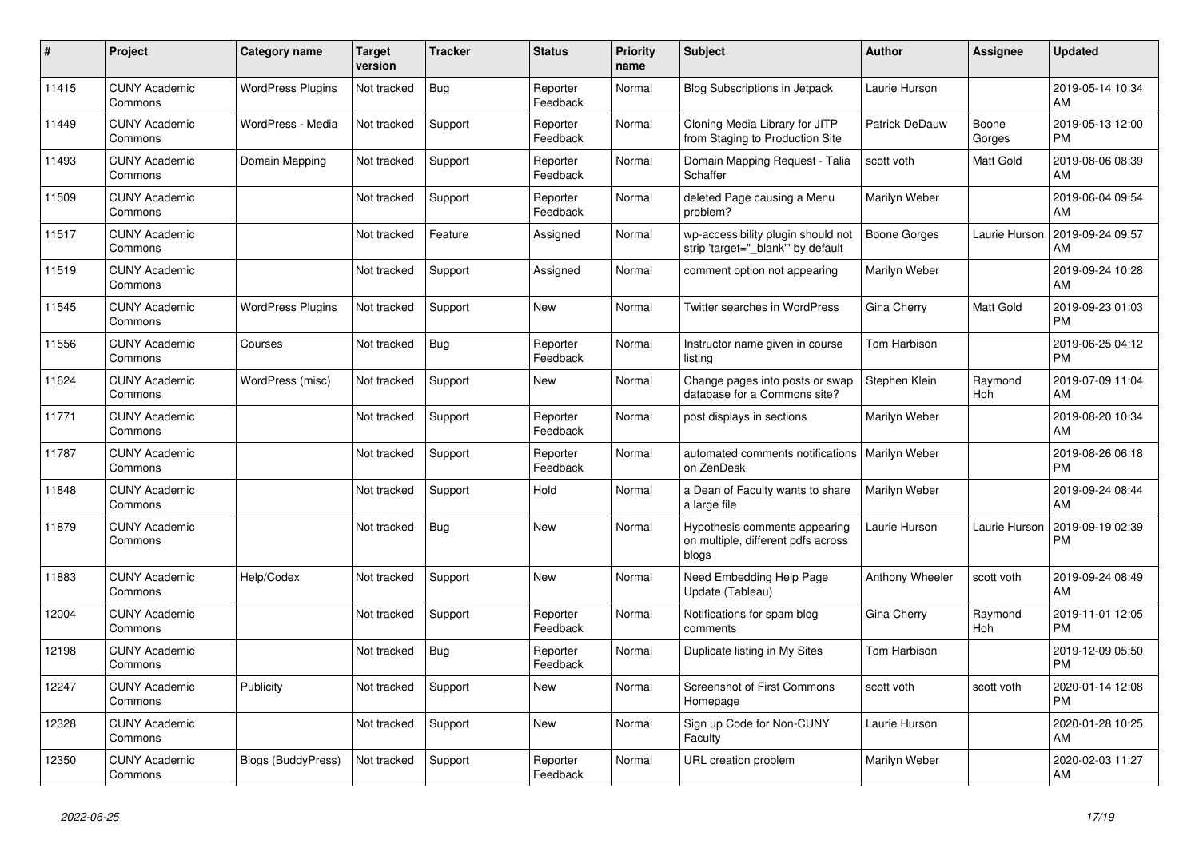| # | Project | Category name | Target version | Tracker | Status | Priority name | Subject | Author | Assignee | Updated |
|---|---|---|---|---|---|---|---|---|---|---|
| 11415 | CUNY Academic Commons | WordPress Plugins | Not tracked | Bug | Reporter Feedback | Normal | Blog Subscriptions in Jetpack | Laurie Hurson | | 2019-05-14 10:34 AM |
| 11449 | CUNY Academic Commons | WordPress - Media | Not tracked | Support | Reporter Feedback | Normal | Cloning Media Library for JITP from Staging to Production Site | Patrick DeDauw | Boone Gorges | 2019-05-13 12:00 PM |
| 11493 | CUNY Academic Commons | Domain Mapping | Not tracked | Support | Reporter Feedback | Normal | Domain Mapping Request - Talia Schaffer | scott voth | Matt Gold | 2019-08-06 08:39 AM |
| 11509 | CUNY Academic Commons | | Not tracked | Support | Reporter Feedback | Normal | deleted Page causing a Menu problem? | Marilyn Weber | | 2019-06-04 09:54 AM |
| 11517 | CUNY Academic Commons | | Not tracked | Feature | Assigned | Normal | wp-accessibility plugin should not strip 'target="_blank"' by default | Boone Gorges | Laurie Hurson | 2019-09-24 09:57 AM |
| 11519 | CUNY Academic Commons | | Not tracked | Support | Assigned | Normal | comment option not appearing | Marilyn Weber | | 2019-09-24 10:28 AM |
| 11545 | CUNY Academic Commons | WordPress Plugins | Not tracked | Support | New | Normal | Twitter searches in WordPress | Gina Cherry | Matt Gold | 2019-09-23 01:03 PM |
| 11556 | CUNY Academic Commons | Courses | Not tracked | Bug | Reporter Feedback | Normal | Instructor name given in course listing | Tom Harbison | | 2019-06-25 04:12 PM |
| 11624 | CUNY Academic Commons | WordPress (misc) | Not tracked | Support | New | Normal | Change pages into posts or swap database for a Commons site? | Stephen Klein | Raymond Hoh | 2019-07-09 11:04 AM |
| 11771 | CUNY Academic Commons | | Not tracked | Support | Reporter Feedback | Normal | post displays in sections | Marilyn Weber | | 2019-08-20 10:34 AM |
| 11787 | CUNY Academic Commons | | Not tracked | Support | Reporter Feedback | Normal | automated comments notifications on ZenDesk | Marilyn Weber | | 2019-08-26 06:18 PM |
| 11848 | CUNY Academic Commons | | Not tracked | Support | Hold | Normal | a Dean of Faculty wants to share a large file | Marilyn Weber | | 2019-09-24 08:44 AM |
| 11879 | CUNY Academic Commons | | Not tracked | Bug | New | Normal | Hypothesis comments appearing on multiple, different pdfs across blogs | Laurie Hurson | Laurie Hurson | 2019-09-19 02:39 PM |
| 11883 | CUNY Academic Commons | Help/Codex | Not tracked | Support | New | Normal | Need Embedding Help Page Update (Tableau) | Anthony Wheeler | scott voth | 2019-09-24 08:49 AM |
| 12004 | CUNY Academic Commons | | Not tracked | Support | Reporter Feedback | Normal | Notifications for spam blog comments | Gina Cherry | Raymond Hoh | 2019-11-01 12:05 PM |
| 12198 | CUNY Academic Commons | | Not tracked | Bug | Reporter Feedback | Normal | Duplicate listing in My Sites | Tom Harbison | | 2019-12-09 05:50 PM |
| 12247 | CUNY Academic Commons | Publicity | Not tracked | Support | New | Normal | Screenshot of First Commons Homepage | scott voth | scott voth | 2020-01-14 12:08 PM |
| 12328 | CUNY Academic Commons | | Not tracked | Support | New | Normal | Sign up Code for Non-CUNY Faculty | Laurie Hurson | | 2020-01-28 10:25 AM |
| 12350 | CUNY Academic Commons | Blogs (BuddyPress) | Not tracked | Support | Reporter Feedback | Normal | URL creation problem | Marilyn Weber | | 2020-02-03 11:27 AM |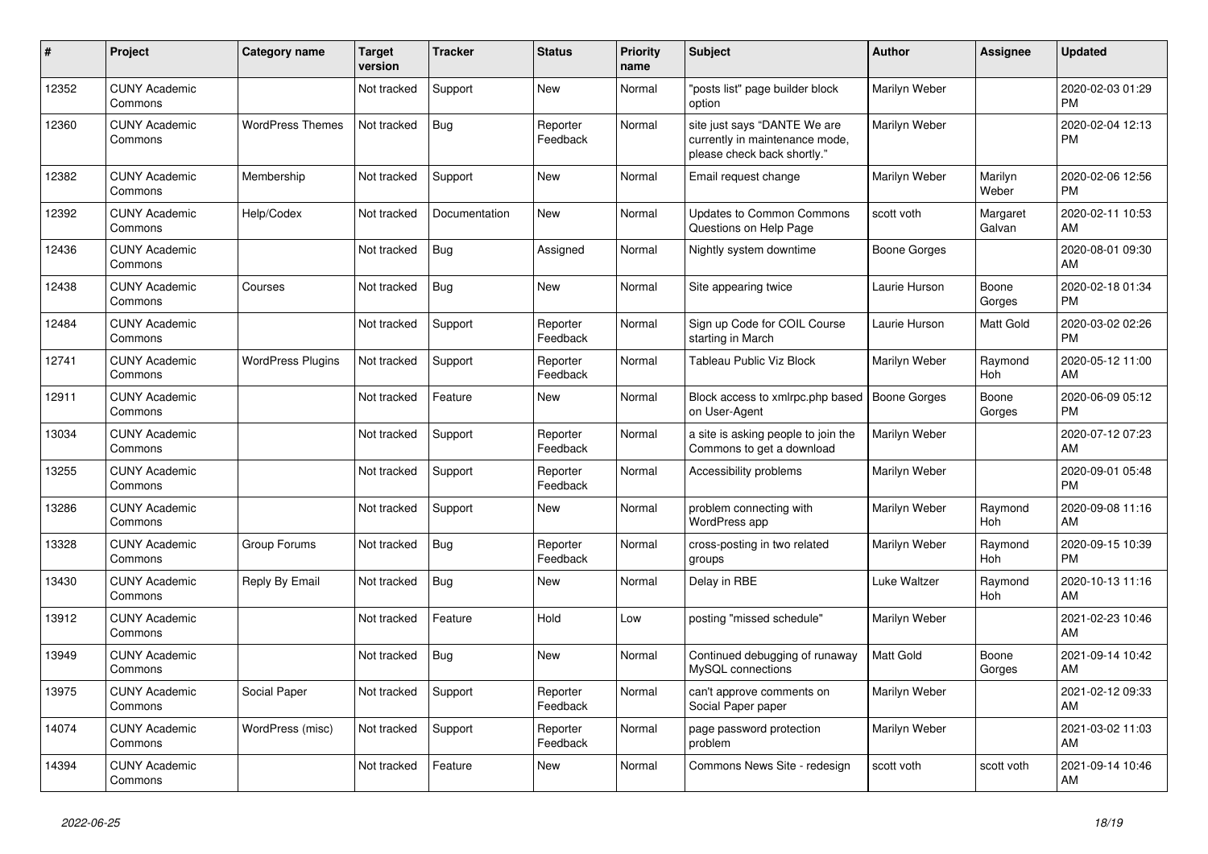| # | Project | Category name | Target version | Tracker | Status | Priority name | Subject | Author | Assignee | Updated |
| --- | --- | --- | --- | --- | --- | --- | --- | --- | --- | --- |
| 12352 | CUNY Academic Commons | | Not tracked | Support | New | Normal | "posts list" page builder block option | Marilyn Weber | | 2020-02-03 01:29 PM |
| 12360 | CUNY Academic Commons | WordPress Themes | Not tracked | Bug | Reporter Feedback | Normal | site just says "DANTE We are currently in maintenance mode, please check back shortly." | Marilyn Weber | | 2020-02-04 12:13 PM |
| 12382 | CUNY Academic Commons | Membership | Not tracked | Support | New | Normal | Email request change | Marilyn Weber | Marilyn Weber | 2020-02-06 12:56 PM |
| 12392 | CUNY Academic Commons | Help/Codex | Not tracked | Documentation | New | Normal | Updates to Common Commons Questions on Help Page | scott voth | Margaret Galvan | 2020-02-11 10:53 AM |
| 12436 | CUNY Academic Commons | | Not tracked | Bug | Assigned | Normal | Nightly system downtime | Boone Gorges | | 2020-08-01 09:30 AM |
| 12438 | CUNY Academic Commons | Courses | Not tracked | Bug | New | Normal | Site appearing twice | Laurie Hurson | Boone Gorges | 2020-02-18 01:34 PM |
| 12484 | CUNY Academic Commons | | Not tracked | Support | Reporter Feedback | Normal | Sign up Code for COIL Course starting in March | Laurie Hurson | Matt Gold | 2020-03-02 02:26 PM |
| 12741 | CUNY Academic Commons | WordPress Plugins | Not tracked | Support | Reporter Feedback | Normal | Tableau Public Viz Block | Marilyn Weber | Raymond Hoh | 2020-05-12 11:00 AM |
| 12911 | CUNY Academic Commons | | Not tracked | Feature | New | Normal | Block access to xmlrpc.php based on User-Agent | Boone Gorges | Boone Gorges | 2020-06-09 05:12 PM |
| 13034 | CUNY Academic Commons | | Not tracked | Support | Reporter Feedback | Normal | a site is asking people to join the Commons to get a download | Marilyn Weber | | 2020-07-12 07:23 AM |
| 13255 | CUNY Academic Commons | | Not tracked | Support | Reporter Feedback | Normal | Accessibility problems | Marilyn Weber | | 2020-09-01 05:48 PM |
| 13286 | CUNY Academic Commons | | Not tracked | Support | New | Normal | problem connecting with WordPress app | Marilyn Weber | Raymond Hoh | 2020-09-08 11:16 AM |
| 13328 | CUNY Academic Commons | Group Forums | Not tracked | Bug | Reporter Feedback | Normal | cross-posting in two related groups | Marilyn Weber | Raymond Hoh | 2020-09-15 10:39 PM |
| 13430 | CUNY Academic Commons | Reply By Email | Not tracked | Bug | New | Normal | Delay in RBE | Luke Waltzer | Raymond Hoh | 2020-10-13 11:16 AM |
| 13912 | CUNY Academic Commons | | Not tracked | Feature | Hold | Low | posting "missed schedule" | Marilyn Weber | | 2021-02-23 10:46 AM |
| 13949 | CUNY Academic Commons | | Not tracked | Bug | New | Normal | Continued debugging of runaway MySQL connections | Matt Gold | Boone Gorges | 2021-09-14 10:42 AM |
| 13975 | CUNY Academic Commons | Social Paper | Not tracked | Support | Reporter Feedback | Normal | can't approve comments on Social Paper paper | Marilyn Weber | | 2021-02-12 09:33 AM |
| 14074 | CUNY Academic Commons | WordPress (misc) | Not tracked | Support | Reporter Feedback | Normal | page password protection problem | Marilyn Weber | | 2021-03-02 11:03 AM |
| 14394 | CUNY Academic Commons | | Not tracked | Feature | New | Normal | Commons News Site - redesign | scott voth | scott voth | 2021-09-14 10:46 AM |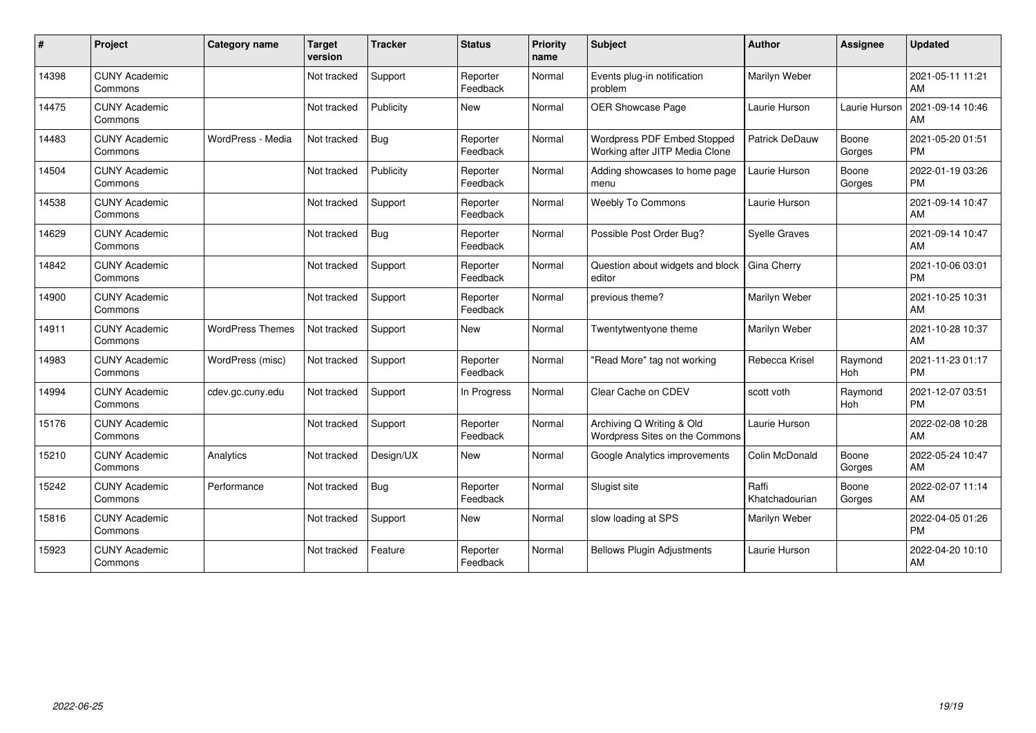| # | Project | Category name | Target version | Tracker | Status | Priority name | Subject | Author | Assignee | Updated |
|---|---|---|---|---|---|---|---|---|---|---|
| 14398 | CUNY Academic Commons | | Not tracked | Support | Reporter Feedback | Normal | Events plug-in notification problem | Marilyn Weber | | 2021-05-11 11:21 AM |
| 14475 | CUNY Academic Commons | | Not tracked | Publicity | New | Normal | OER Showcase Page | Laurie Hurson | Laurie Hurson | 2021-09-14 10:46 AM |
| 14483 | CUNY Academic Commons | WordPress - Media | Not tracked | Bug | Reporter Feedback | Normal | Wordpress PDF Embed Stopped Working after JITP Media Clone | Patrick DeDauw | Boone Gorges | 2021-05-20 01:51 PM |
| 14504 | CUNY Academic Commons | | Not tracked | Publicity | Reporter Feedback | Normal | Adding showcases to home page menu | Laurie Hurson | Boone Gorges | 2022-01-19 03:26 PM |
| 14538 | CUNY Academic Commons | | Not tracked | Support | Reporter Feedback | Normal | Weebly To Commons | Laurie Hurson | | 2021-09-14 10:47 AM |
| 14629 | CUNY Academic Commons | | Not tracked | Bug | Reporter Feedback | Normal | Possible Post Order Bug? | Syelle Graves | | 2021-09-14 10:47 AM |
| 14842 | CUNY Academic Commons | | Not tracked | Support | Reporter Feedback | Normal | Question about widgets and block editor | Gina Cherry | | 2021-10-06 03:01 PM |
| 14900 | CUNY Academic Commons | | Not tracked | Support | Reporter Feedback | Normal | previous theme? | Marilyn Weber | | 2021-10-25 10:31 AM |
| 14911 | CUNY Academic Commons | WordPress Themes | Not tracked | Support | New | Normal | Twentytwentyone theme | Marilyn Weber | | 2021-10-28 10:37 AM |
| 14983 | CUNY Academic Commons | WordPress (misc) | Not tracked | Support | Reporter Feedback | Normal | "Read More" tag not working | Rebecca Krisel | Raymond Hoh | 2021-11-23 01:17 PM |
| 14994 | CUNY Academic Commons | cdev.gc.cuny.edu | Not tracked | Support | In Progress | Normal | Clear Cache on CDEV | scott voth | Raymond Hoh | 2021-12-07 03:51 PM |
| 15176 | CUNY Academic Commons | | Not tracked | Support | Reporter Feedback | Normal | Archiving Q Writing & Old Wordpress Sites on the Commons | Laurie Hurson | | 2022-02-08 10:28 AM |
| 15210 | CUNY Academic Commons | Analytics | Not tracked | Design/UX | New | Normal | Google Analytics improvements | Colin McDonald | Boone Gorges | 2022-05-24 10:47 AM |
| 15242 | CUNY Academic Commons | Performance | Not tracked | Bug | Reporter Feedback | Normal | Slugist site | Raffi Khatchadourian | Boone Gorges | 2022-02-07 11:14 AM |
| 15816 | CUNY Academic Commons | | Not tracked | Support | New | Normal | slow loading at SPS | Marilyn Weber | | 2022-04-05 01:26 PM |
| 15923 | CUNY Academic Commons | | Not tracked | Feature | Reporter Feedback | Normal | Bellows Plugin Adjustments | Laurie Hurson | | 2022-04-20 10:10 AM |